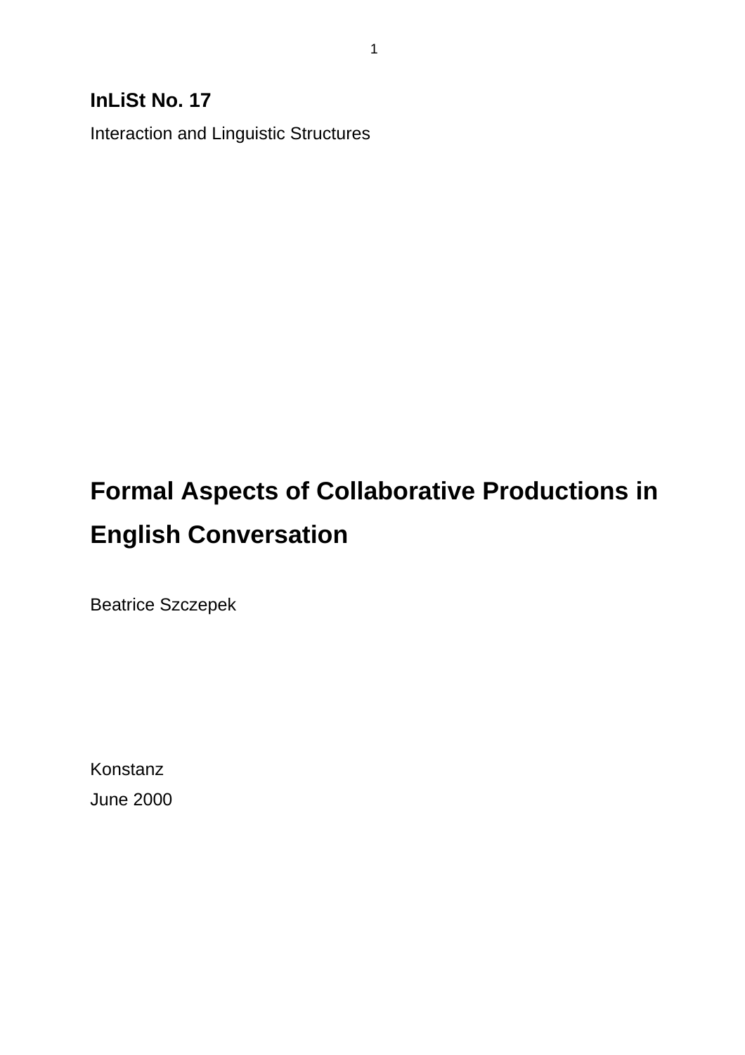**InLiSt No. 17**

Interaction and Linguistic Structures

# Formal Aspects of Collaborative Productions in English Conversation

Beatrice Szczepek

Konstanz

June 2000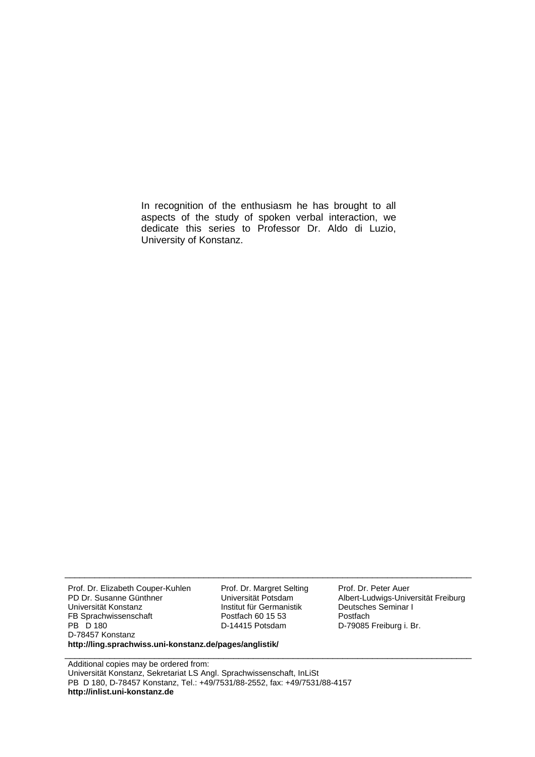In recognition of the enthusiasm he has brought to all aspects of the study of spoken verbal interaction, we dedicate this series to Professor Dr. Aldo di Luzio, University of Konstanz.

---

Prof. Dr. Elizabeth Couper-Kuhlen
PD Dr. Susanne Günthner
Universität Konstanz
FB Sprachwissenschaft
PB D 180
D-78457 Konstanz

Prof. Dr. Margret Selting
Universität Potsdam
Institut für Germanistik
Postfach 60 15 53
D-14415 Potsdam

Prof. Dr. Peter Auer
Albert-Ludwigs-Universität Freiburg
Deutsches Seminar I
Postfach
D-79085 Freiburg i. Br.

**http://ling.sprachwiss.uni-konstanz.de/pages/anglistik/**

---

Additional copies may be ordered from:
Universität Konstanz, Sekretariat LS Angl. Sprachwissenschaft, InLiSt
PB D 180, D-78457 Konstanz, Tel.: +49/7531/88-2552, fax: +49/7531/88-4157
**http://inlist.uni-konstanz.de**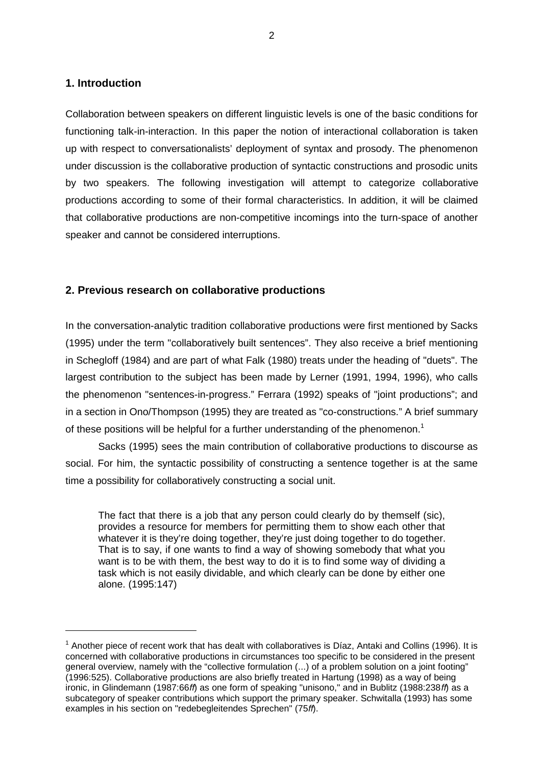## 1. Introduction

Collaboration between speakers on different linguistic levels is one of the basic conditions for functioning talk-in-interaction. In this paper the notion of interactional collaboration is taken up with respect to conversationalists' deployment of syntax and prosody. The phenomenon under discussion is the collaborative production of syntactic constructions and prosodic units by two speakers. The following investigation will attempt to categorize collaborative productions according to some of their formal characteristics. In addition, it will be claimed that collaborative productions are non-competitive incomings into the turn-space of another speaker and cannot be considered interruptions.

## 2. Previous research on collaborative productions

In the conversation-analytic tradition collaborative productions were first mentioned by Sacks (1995) under the term "collaboratively built sentences". They also receive a brief mentioning in Schegloff (1984) and are part of what Falk (1980) treats under the heading of "duets". The largest contribution to the subject has been made by Lerner (1991, 1994, 1996), who calls the phenomenon "sentences-in-progress." Ferrara (1992) speaks of "joint productions"; and in a section in Ono/Thompson (1995) they are treated as "co-constructions." A brief summary of these positions will be helpful for a further understanding of the phenomenon.[1]

Sacks (1995) sees the main contribution of collaborative productions to discourse as social. For him, the syntactic possibility of constructing a sentence together is at the same time a possibility for collaboratively constructing a social unit.

> The fact that there is a job that any person could clearly do by themself (sic), provides a resource for members for permitting them to show each other that whatever it is they're doing together, they're just doing together to do together. That is to say, if one wants to find a way of showing somebody that what you want is to be with them, the best way to do it is to find some way of dividing a task which is not easily dividable, and which clearly can be done by either one alone. (1995:147)

[1] Another piece of recent work that has dealt with collaboratives is Díaz, Antaki and Collins (1996). It is concerned with collaborative productions in circumstances too specific to be considered in the present general overview, namely with the "collective formulation (...) of a problem solution on a joint footing" (1996:525). Collaborative productions are also briefly treated in Hartung (1998) as a way of being ironic, in Glindemann (1987:66*ff*) as one form of speaking "unisono," and in Bublitz (1988:238*ff*) as a subcategory of speaker contributions which support the primary speaker. Schwitalla (1993) has some examples in his section on "redebegleitendes Sprechen" (75*ff*).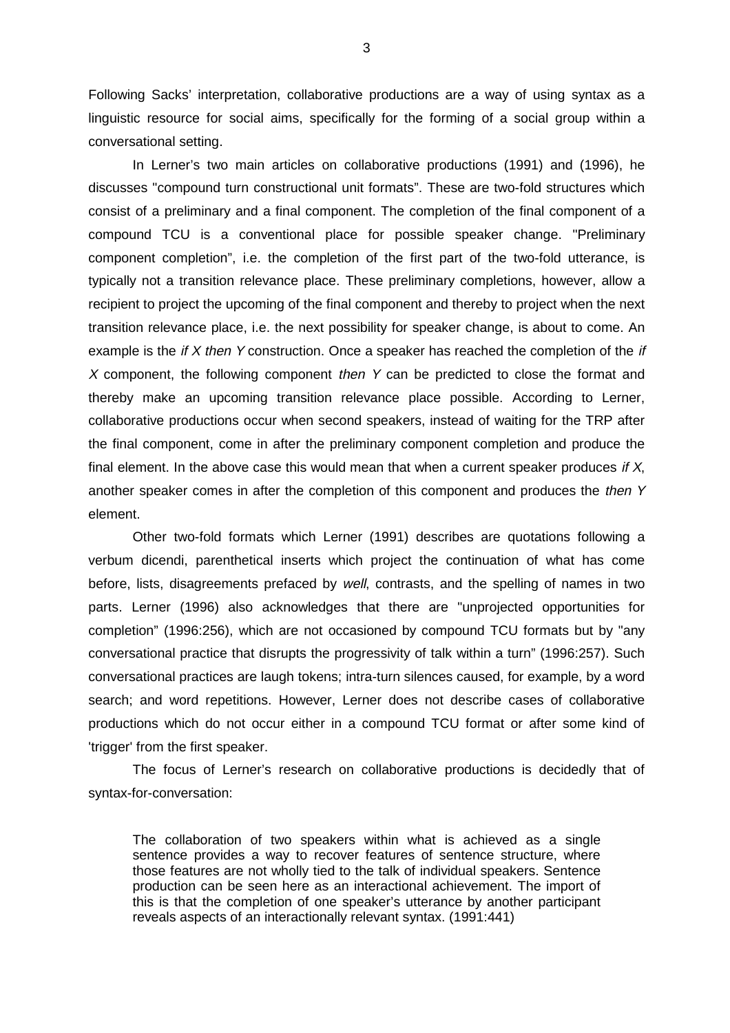Following Sacks' interpretation, collaborative productions are a way of using syntax as a linguistic resource for social aims, specifically for the forming of a social group within a conversational setting.

In Lerner's two main articles on collaborative productions (1991) and (1996), he discusses "compound turn constructional unit formats". These are two-fold structures which consist of a preliminary and a final component. The completion of the final component of a compound TCU is a conventional place for possible speaker change. "Preliminary component completion", i.e. the completion of the first part of the two-fold utterance, is typically not a transition relevance place. These preliminary completions, however, allow a recipient to project the upcoming of the final component and thereby to project when the next transition relevance place, i.e. the next possibility for speaker change, is about to come. An example is the *if X then Y* construction. Once a speaker has reached the completion of the *if X* component, the following component *then Y* can be predicted to close the format and thereby make an upcoming transition relevance place possible. According to Lerner, collaborative productions occur when second speakers, instead of waiting for the TRP after the final component, come in after the preliminary component completion and produce the final element. In the above case this would mean that when a current speaker produces *if X*, another speaker comes in after the completion of this component and produces the *then Y* element.

Other two-fold formats which Lerner (1991) describes are quotations following a verbum dicendi, parenthetical inserts which project the continuation of what has come before, lists, disagreements prefaced by *well*, contrasts, and the spelling of names in two parts. Lerner (1996) also acknowledges that there are "unprojected opportunities for completion" (1996:256), which are not occasioned by compound TCU formats but by "any conversational practice that disrupts the progressivity of talk within a turn" (1996:257). Such conversational practices are laugh tokens; intra-turn silences caused, for example, by a word search; and word repetitions. However, Lerner does not describe cases of collaborative productions which do not occur either in a compound TCU format or after some kind of 'trigger' from the first speaker.

The focus of Lerner's research on collaborative productions is decidedly that of syntax-for-conversation:

> The collaboration of two speakers within what is achieved as a single sentence provides a way to recover features of sentence structure, where those features are not wholly tied to the talk of individual speakers. Sentence production can be seen here as an interactional achievement. The import of this is that the completion of one speaker's utterance by another participant reveals aspects of an interactionally relevant syntax. (1991:441)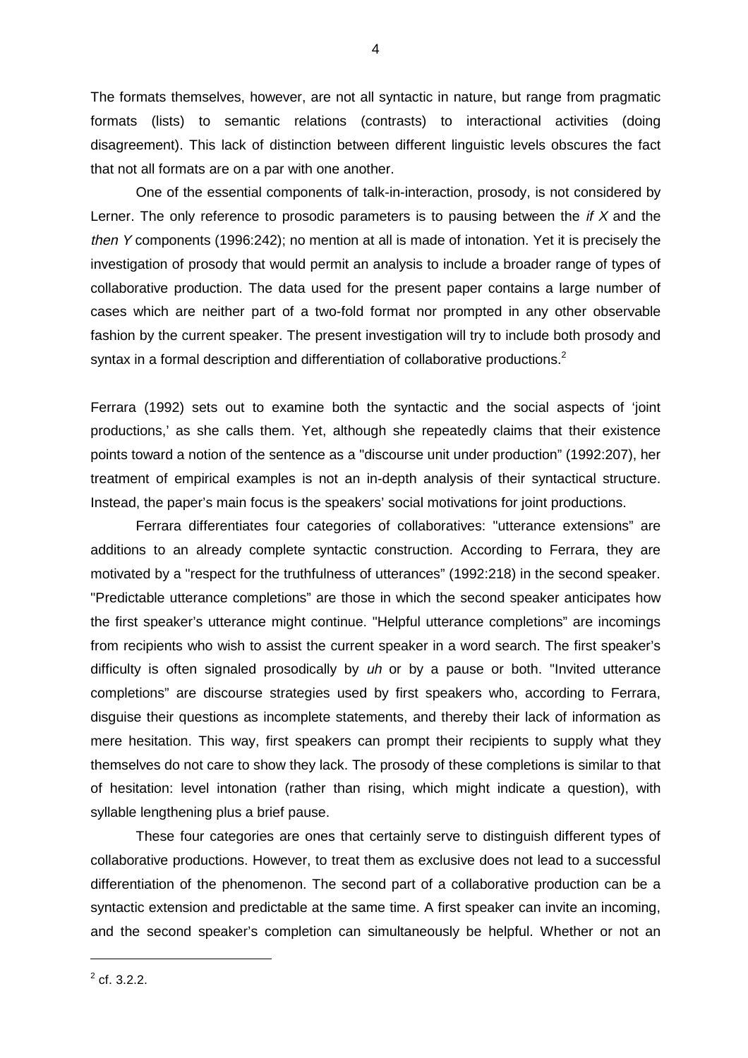The formats themselves, however, are not all syntactic in nature, but range from pragmatic formats (lists) to semantic relations (contrasts) to interactional activities (doing disagreement). This lack of distinction between different linguistic levels obscures the fact that not all formats are on a par with one another.

One of the essential components of talk-in-interaction, prosody, is not considered by Lerner. The only reference to prosodic parameters is to pausing between the *if X* and the *then Y* components (1996:242); no mention at all is made of intonation. Yet it is precisely the investigation of prosody that would permit an analysis to include a broader range of types of collaborative production. The data used for the present paper contains a large number of cases which are neither part of a two-fold format nor prompted in any other observable fashion by the current speaker. The present investigation will try to include both prosody and syntax in a formal description and differentiation of collaborative productions.[2]

Ferrara (1992) sets out to examine both the syntactic and the social aspects of 'joint productions,' as she calls them. Yet, although she repeatedly claims that their existence points toward a notion of the sentence as a "discourse unit under production" (1992:207), her treatment of empirical examples is not an in-depth analysis of their syntactical structure. Instead, the paper's main focus is the speakers' social motivations for joint productions.

Ferrara differentiates four categories of collaboratives: "utterance extensions" are additions to an already complete syntactic construction. According to Ferrara, they are motivated by a "respect for the truthfulness of utterances" (1992:218) in the second speaker. "Predictable utterance completions" are those in which the second speaker anticipates how the first speaker's utterance might continue. "Helpful utterance completions" are incomings from recipients who wish to assist the current speaker in a word search. The first speaker's difficulty is often signaled prosodically by *uh* or by a pause or both. "Invited utterance completions" are discourse strategies used by first speakers who, according to Ferrara, disguise their questions as incomplete statements, and thereby their lack of information as mere hesitation. This way, first speakers can prompt their recipients to supply what they themselves do not care to show they lack. The prosody of these completions is similar to that of hesitation: level intonation (rather than rising, which might indicate a question), with syllable lengthening plus a brief pause.

These four categories are ones that certainly serve to distinguish different types of collaborative productions. However, to treat them as exclusive does not lead to a successful differentiation of the phenomenon. The second part of a collaborative production can be a syntactic extension and predictable at the same time. A first speaker can invite an incoming, and the second speaker's completion can simultaneously be helpful. Whether or not an

[2] cf. 3.2.2.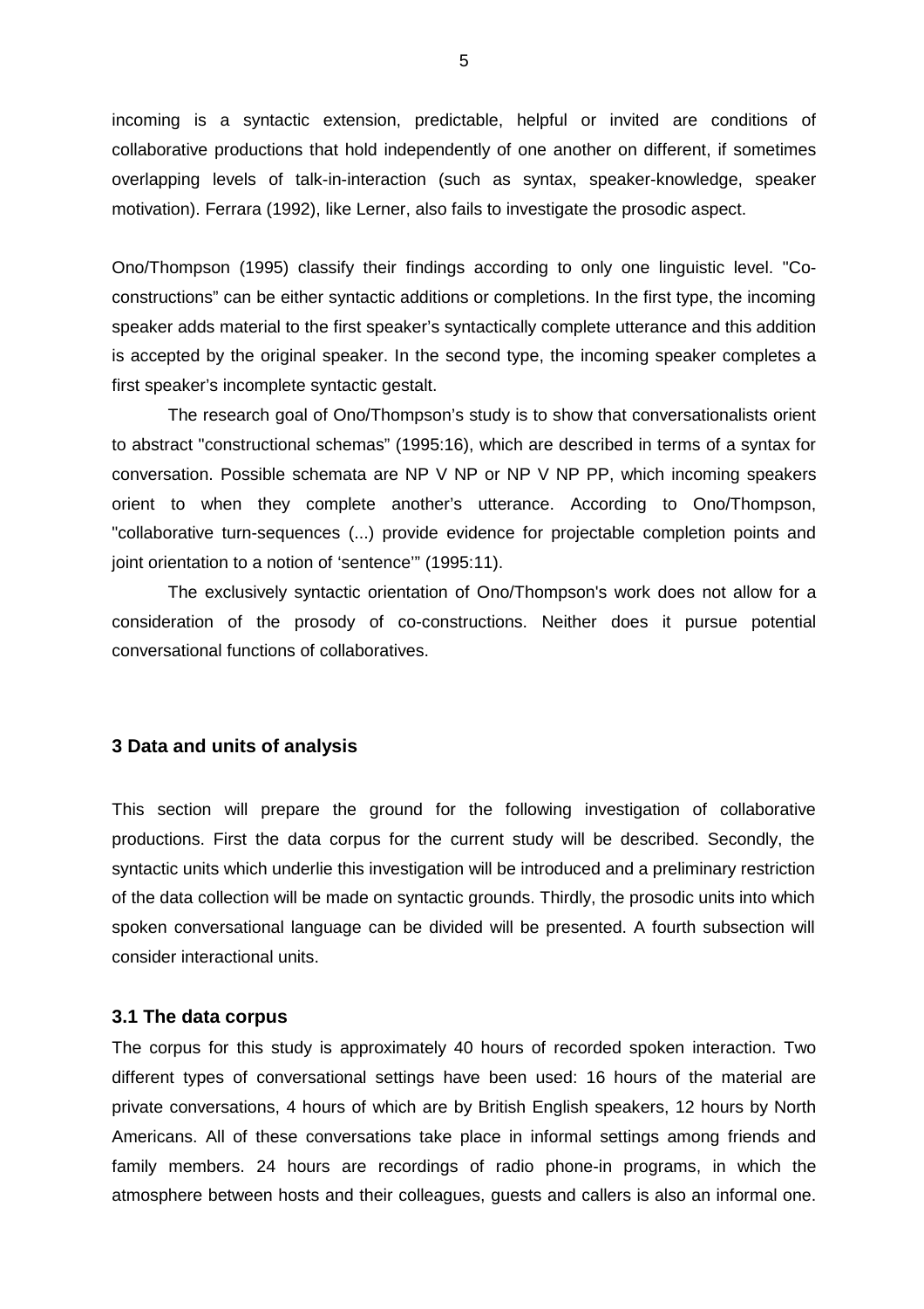incoming is a syntactic extension, predictable, helpful or invited are conditions of collaborative productions that hold independently of one another on different, if sometimes overlapping levels of talk-in-interaction (such as syntax, speaker-knowledge, speaker motivation). Ferrara (1992), like Lerner, also fails to investigate the prosodic aspect.

Ono/Thompson (1995) classify their findings according to only one linguistic level. "Co-constructions" can be either syntactic additions or completions. In the first type, the incoming speaker adds material to the first speaker's syntactically complete utterance and this addition is accepted by the original speaker. In the second type, the incoming speaker completes a first speaker's incomplete syntactic gestalt.

The research goal of Ono/Thompson's study is to show that conversationalists orient to abstract "constructional schemas" (1995:16), which are described in terms of a syntax for conversation. Possible schemata are NP V NP or NP V NP PP, which incoming speakers orient to when they complete another's utterance. According to Ono/Thompson, "collaborative turn-sequences (...) provide evidence for projectable completion points and joint orientation to a notion of 'sentence'" (1995:11).

The exclusively syntactic orientation of Ono/Thompson's work does not allow for a consideration of the prosody of co-constructions. Neither does it pursue potential conversational functions of collaboratives.

## 3 Data and units of analysis

This section will prepare the ground for the following investigation of collaborative productions. First the data corpus for the current study will be described. Secondly, the syntactic units which underlie this investigation will be introduced and a preliminary restriction of the data collection will be made on syntactic grounds. Thirdly, the prosodic units into which spoken conversational language can be divided will be presented. A fourth subsection will consider interactional units.

### 3.1 The data corpus

The corpus for this study is approximately 40 hours of recorded spoken interaction. Two different types of conversational settings have been used: 16 hours of the material are private conversations, 4 hours of which are by British English speakers, 12 hours by North Americans. All of these conversations take place in informal settings among friends and family members. 24 hours are recordings of radio phone-in programs, in which the atmosphere between hosts and their colleagues, guests and callers is also an informal one.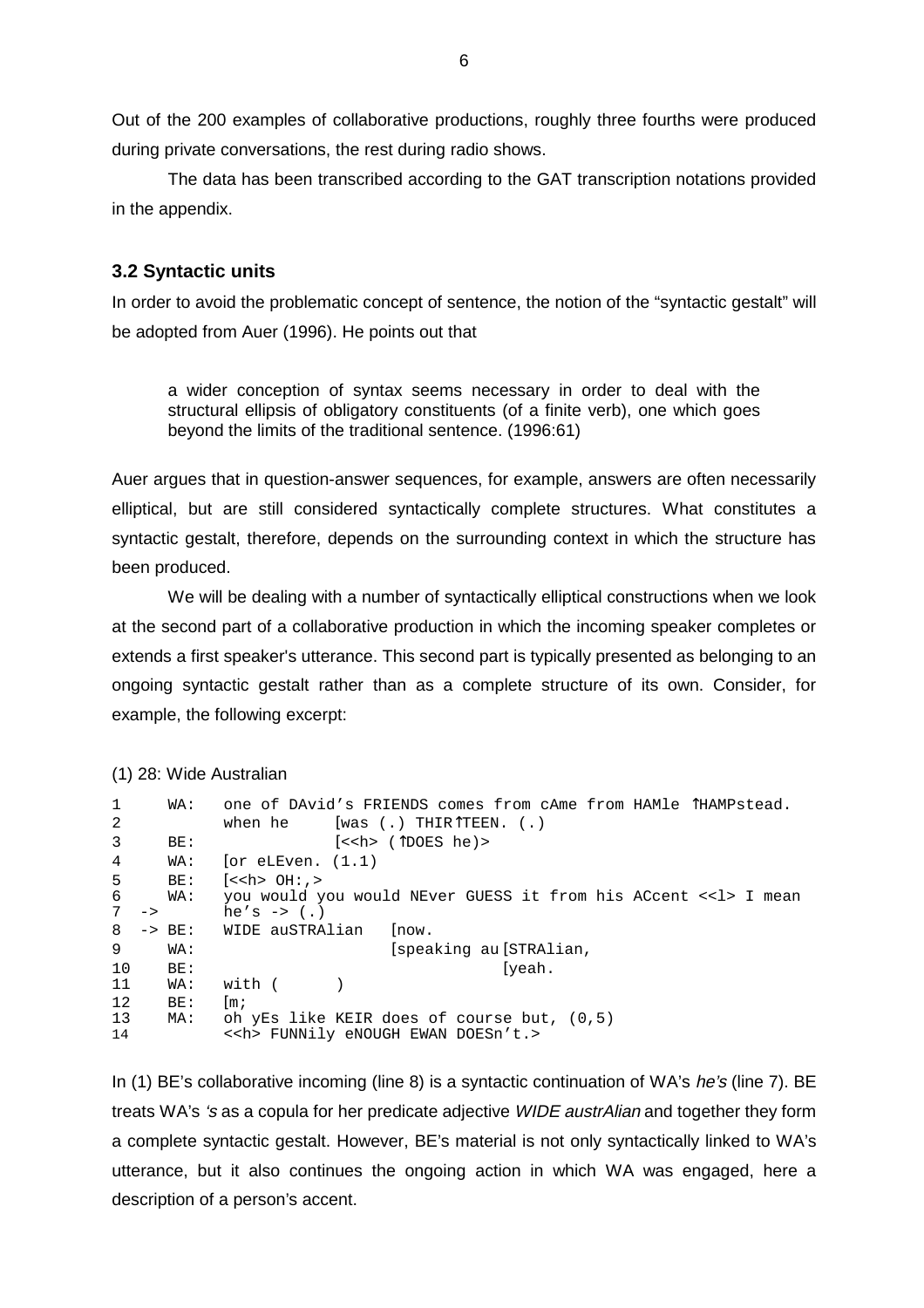Out of the 200 examples of collaborative productions, roughly three fourths were produced during private conversations, the rest during radio shows.

The data has been transcribed according to the GAT transcription notations provided in the appendix.

### 3.2 Syntactic units

In order to avoid the problematic concept of sentence, the notion of the "syntactic gestalt" will be adopted from Auer (1996). He points out that

> a wider conception of syntax seems necessary in order to deal with the structural ellipsis of obligatory constituents (of a finite verb), one which goes beyond the limits of the traditional sentence. (1996:61)

Auer argues that in question-answer sequences, for example, answers are often necessarily elliptical, but are still considered syntactically complete structures. What constitutes a syntactic gestalt, therefore, depends on the surrounding context in which the structure has been produced.

We will be dealing with a number of syntactically elliptical constructions when we look at the second part of a collaborative production in which the incoming speaker completes or extends a first speaker's utterance. This second part is typically presented as belonging to an ongoing syntactic gestalt rather than as a complete structure of its own. Consider, for example, the following excerpt:

(1) 28: Wide Australian

```
1      WA:  one of DAvid's FRIENDS comes from cAme from HAMle ↑HAMPstead.
2           when he     [was (.) THIR↑TEEN. (.)
3      BE:              [<<h> (↑DOES he)>
4      WA:  [or eLEven. (1.1)
5      BE:  [<<h> OH:,>
6      WA:  you would you would NEver GUESS it from his ACcent <<l> I mean
7  ->       he's -> (.)
8  -> BE:   WIDE auSTRAlian   [now.
9      WA:                    [speaking au[STRAlian,
10     BE:                                [yeah.
11     WA:  with (       )
12     BE:  [m;
13     MA:  oh yEs like KEIR does of course but, (0,5)
14          <<h> FUNNily eNOUGH EWAN DOESn't.>
```

In (1) BE's collaborative incoming (line 8) is a syntactic continuation of WA's *he's* (line 7). BE treats WA's *'s* as a copula for her predicate adjective *WIDE austrAlian* and together they form a complete syntactic gestalt. However, BE's material is not only syntactically linked to WA's utterance, but it also continues the ongoing action in which WA was engaged, here a description of a person's accent.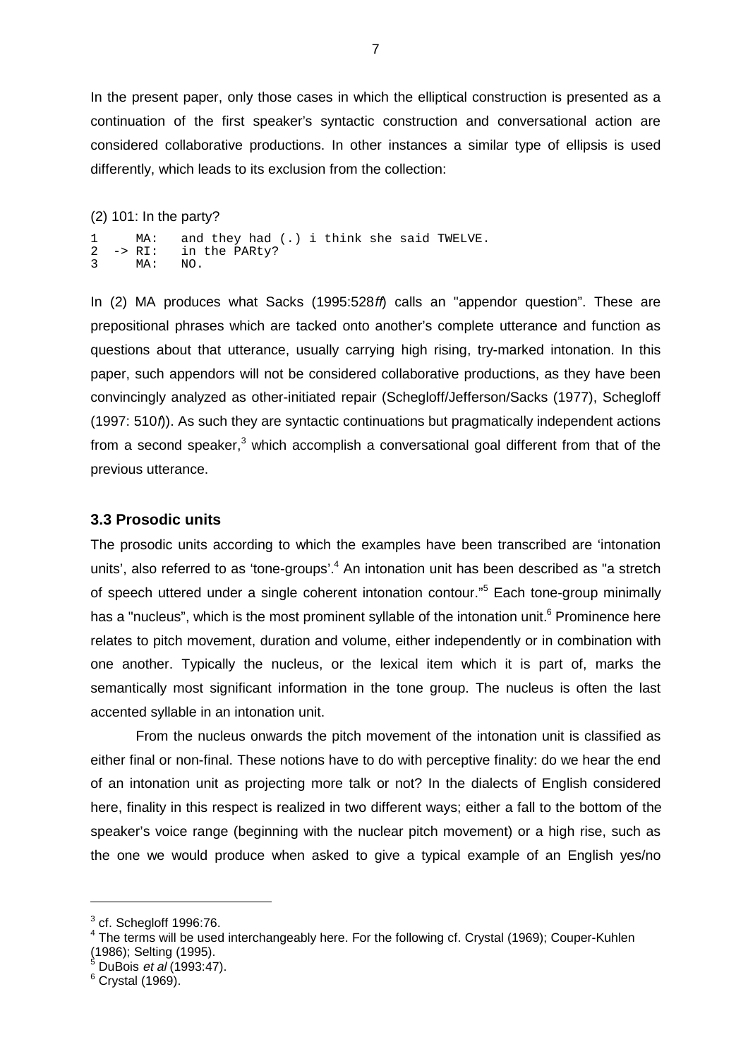In the present paper, only those cases in which the elliptical construction is presented as a continuation of the first speaker's syntactic construction and conversational action are considered collaborative productions. In other instances a similar type of ellipsis is used differently, which leads to its exclusion from the collection:

(2) 101: In the party?

```
1      MA:   and they had (.) i think she said TWELVE.
2  -> RI:   in the PARty?
3      MA:   NO.
```

In (2) MA produces what Sacks (1995:528*ff*) calls an "appendor question". These are prepositional phrases which are tacked onto another's complete utterance and function as questions about that utterance, usually carrying high rising, try-marked intonation. In this paper, such appendors will not be considered collaborative productions, as they have been convincingly analyzed as other-initiated repair (Schegloff/Jefferson/Sacks (1977), Schegloff (1997: 510*f*)). As such they are syntactic continuations but pragmatically independent actions from a second speaker,[3] which accomplish a conversational goal different from that of the previous utterance.

### 3.3 Prosodic units

The prosodic units according to which the examples have been transcribed are 'intonation units', also referred to as 'tone-groups'.[4] An intonation unit has been described as "a stretch of speech uttered under a single coherent intonation contour."[5] Each tone-group minimally has a "nucleus", which is the most prominent syllable of the intonation unit.[6] Prominence here relates to pitch movement, duration and volume, either independently or in combination with one another. Typically the nucleus, or the lexical item which it is part of, marks the semantically most significant information in the tone group. The nucleus is often the last accented syllable in an intonation unit.

From the nucleus onwards the pitch movement of the intonation unit is classified as either final or non-final. These notions have to do with perceptive finality: do we hear the end of an intonation unit as projecting more talk or not? In the dialects of English considered here, finality in this respect is realized in two different ways; either a fall to the bottom of the speaker's voice range (beginning with the nuclear pitch movement) or a high rise, such as the one we would produce when asked to give a typical example of an English yes/no

---

[3] cf. Schegloff 1996:76.

[4] The terms will be used interchangeably here. For the following cf. Crystal (1969); Couper-Kuhlen (1986); Selting (1995).

[5] DuBois *et al* (1993:47).

[6] Crystal (1969).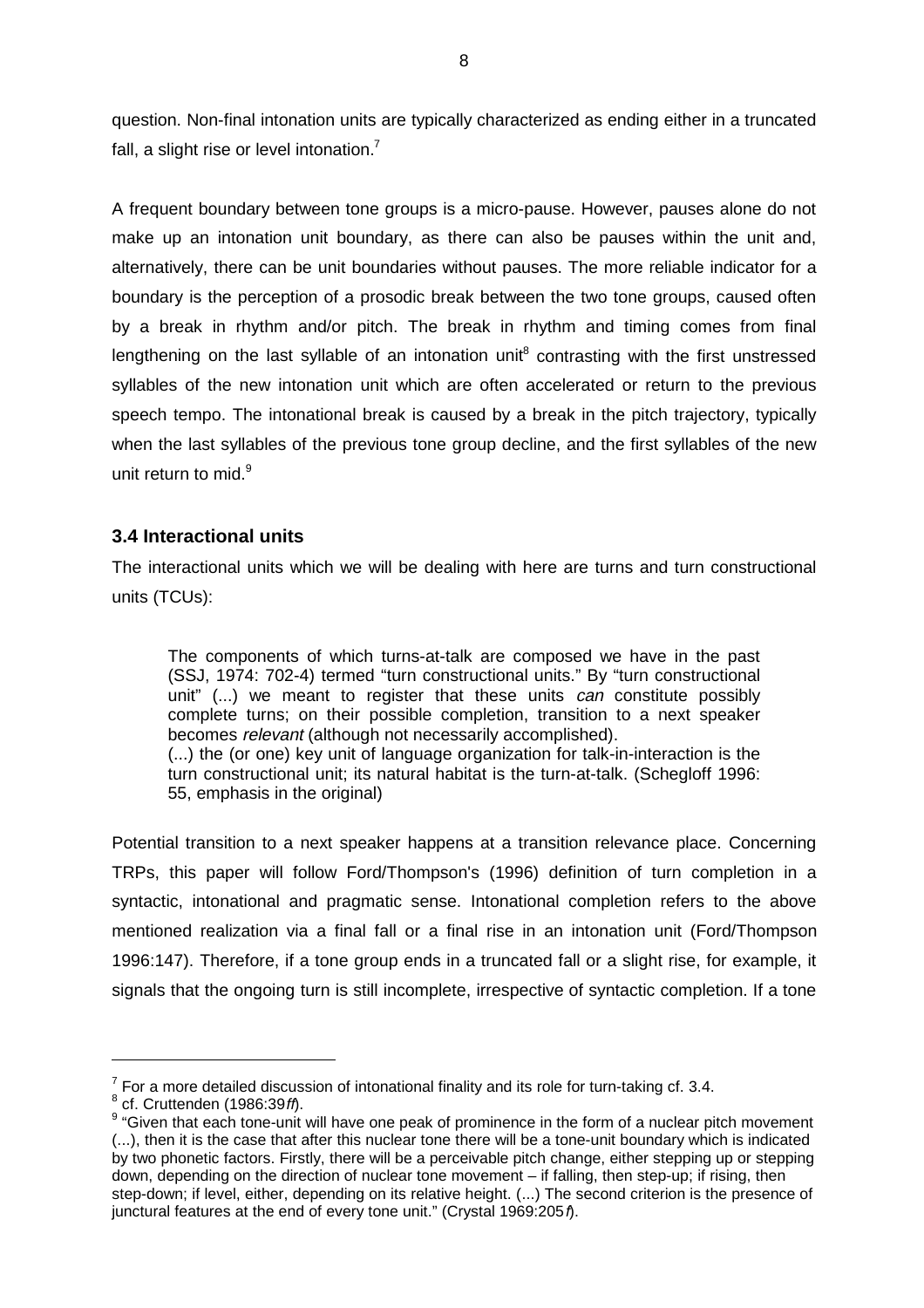question. Non-final intonation units are typically characterized as ending either in a truncated fall, a slight rise or level intonation.[7]

A frequent boundary between tone groups is a micro-pause. However, pauses alone do not make up an intonation unit boundary, as there can also be pauses within the unit and, alternatively, there can be unit boundaries without pauses. The more reliable indicator for a boundary is the perception of a prosodic break between the two tone groups, caused often by a break in rhythm and/or pitch. The break in rhythm and timing comes from final lengthening on the last syllable of an intonation unit[8] contrasting with the first unstressed syllables of the new intonation unit which are often accelerated or return to the previous speech tempo. The intonational break is caused by a break in the pitch trajectory, typically when the last syllables of the previous tone group decline, and the first syllables of the new unit return to mid.[9]

### 3.4 Interactional units

The interactional units which we will be dealing with here are turns and turn constructional units (TCUs):

> The components of which turns-at-talk are composed we have in the past (SSJ, 1974: 702-4) termed "turn constructional units." By "turn constructional unit" (...) we meant to register that these units *can* constitute possibly complete turns; on their possible completion, transition to a next speaker becomes *relevant* (although not necessarily accomplished).
> (...) the (or one) key unit of language organization for talk-in-interaction is the turn constructional unit; its natural habitat is the turn-at-talk. (Schegloff 1996: 55, emphasis in the original)

Potential transition to a next speaker happens at a transition relevance place. Concerning TRPs, this paper will follow Ford/Thompson's (1996) definition of turn completion in a syntactic, intonational and pragmatic sense. Intonational completion refers to the above mentioned realization via a final fall or a final rise in an intonation unit (Ford/Thompson 1996:147). Therefore, if a tone group ends in a truncated fall or a slight rise, for example, it signals that the ongoing turn is still incomplete, irrespective of syntactic completion. If a tone

---

[7] For a more detailed discussion of intonational finality and its role for turn-taking cf. 3.4.

[8] cf. Cruttenden (1986:39*ff*).

[9] "Given that each tone-unit will have one peak of prominence in the form of a nuclear pitch movement (...), then it is the case that after this nuclear tone there will be a tone-unit boundary which is indicated by two phonetic factors. Firstly, there will be a perceivable pitch change, either stepping up or stepping down, depending on the direction of nuclear tone movement – if falling, then step-up; if rising, then step-down; if level, either, depending on its relative height. (...) The second criterion is the presence of junctural features at the end of every tone unit." (Crystal 1969:205*f*).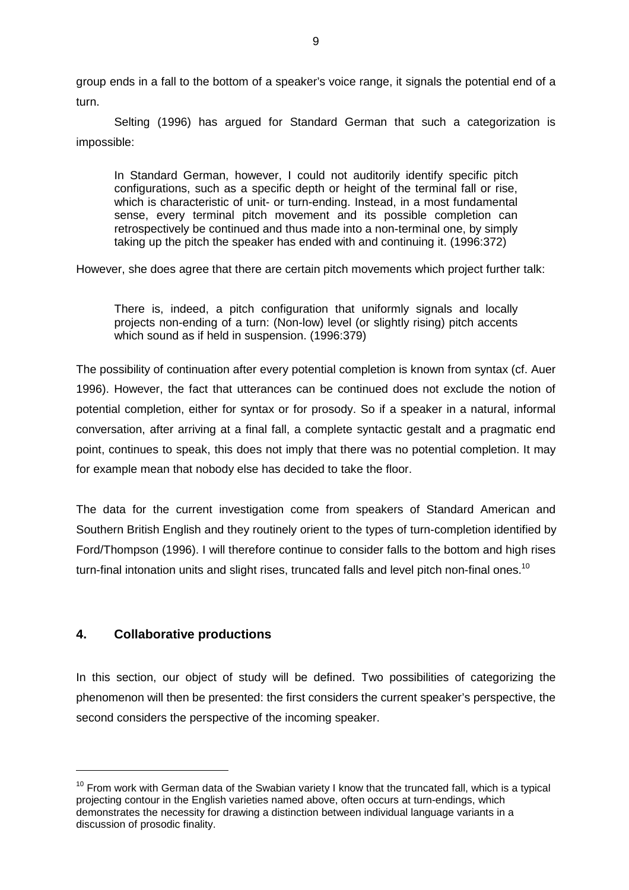group ends in a fall to the bottom of a speaker's voice range, it signals the potential end of a turn.

Selting (1996) has argued for Standard German that such a categorization is impossible:

> In Standard German, however, I could not auditorily identify specific pitch configurations, such as a specific depth or height of the terminal fall or rise, which is characteristic of unit- or turn-ending. Instead, in a most fundamental sense, every terminal pitch movement and its possible completion can retrospectively be continued and thus made into a non-terminal one, by simply taking up the pitch the speaker has ended with and continuing it. (1996:372)

However, she does agree that there are certain pitch movements which project further talk:

> There is, indeed, a pitch configuration that uniformly signals and locally projects non-ending of a turn: (Non-low) level (or slightly rising) pitch accents which sound as if held in suspension. (1996:379)

The possibility of continuation after every potential completion is known from syntax (cf. Auer 1996). However, the fact that utterances can be continued does not exclude the notion of potential completion, either for syntax or for prosody. So if a speaker in a natural, informal conversation, after arriving at a final fall, a complete syntactic gestalt and a pragmatic end point, continues to speak, this does not imply that there was no potential completion. It may for example mean that nobody else has decided to take the floor.

The data for the current investigation come from speakers of Standard American and Southern British English and they routinely orient to the types of turn-completion identified by Ford/Thompson (1996). I will therefore continue to consider falls to the bottom and high rises turn-final intonation units and slight rises, truncated falls and level pitch non-final ones.[10]

## 4. Collaborative productions

In this section, our object of study will be defined. Two possibilities of categorizing the phenomenon will then be presented: the first considers the current speaker's perspective, the second considers the perspective of the incoming speaker.

---

[10] From work with German data of the Swabian variety I know that the truncated fall, which is a typical projecting contour in the English varieties named above, often occurs at turn-endings, which demonstrates the necessity for drawing a distinction between individual language variants in a discussion of prosodic finality.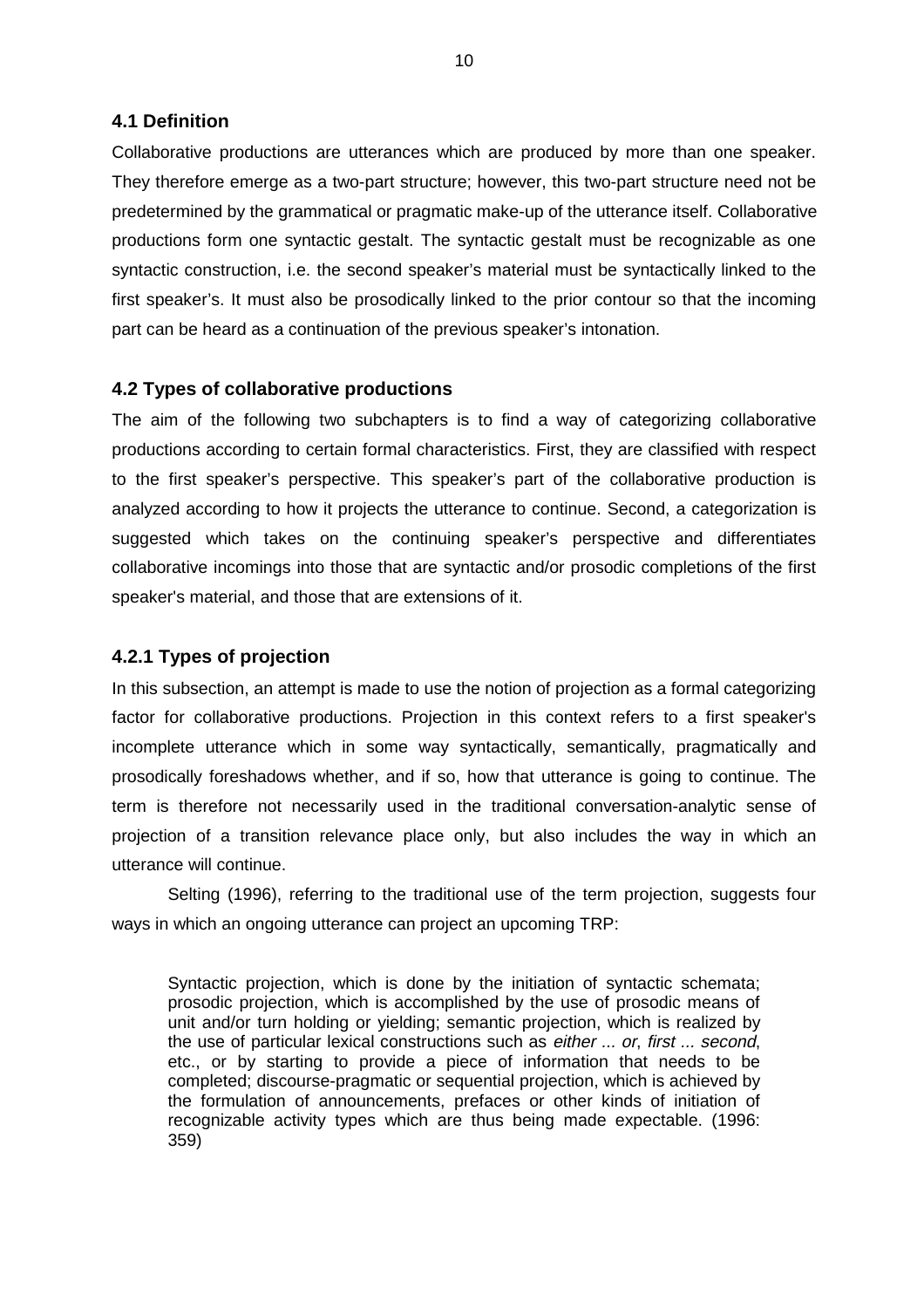### 4.1 Definition

Collaborative productions are utterances which are produced by more than one speaker. They therefore emerge as a two-part structure; however, this two-part structure need not be predetermined by the grammatical or pragmatic make-up of the utterance itself. Collaborative productions form one syntactic gestalt. The syntactic gestalt must be recognizable as one syntactic construction, i.e. the second speaker's material must be syntactically linked to the first speaker's. It must also be prosodically linked to the prior contour so that the incoming part can be heard as a continuation of the previous speaker's intonation.

### 4.2 Types of collaborative productions

The aim of the following two subchapters is to find a way of categorizing collaborative productions according to certain formal characteristics. First, they are classified with respect to the first speaker's perspective. This speaker's part of the collaborative production is analyzed according to how it projects the utterance to continue. Second, a categorization is suggested which takes on the continuing speaker's perspective and differentiates collaborative incomings into those that are syntactic and/or prosodic completions of the first speaker's material, and those that are extensions of it.

#### 4.2.1 Types of projection

In this subsection, an attempt is made to use the notion of projection as a formal categorizing factor for collaborative productions. Projection in this context refers to a first speaker's incomplete utterance which in some way syntactically, semantically, pragmatically and prosodically foreshadows whether, and if so, how that utterance is going to continue. The term is therefore not necessarily used in the traditional conversation-analytic sense of projection of a transition relevance place only, but also includes the way in which an utterance will continue.

Selting (1996), referring to the traditional use of the term projection, suggests four ways in which an ongoing utterance can project an upcoming TRP:

> Syntactic projection, which is done by the initiation of syntactic schemata; prosodic projection, which is accomplished by the use of prosodic means of unit and/or turn holding or yielding; semantic projection, which is realized by the use of particular lexical constructions such as *either ... or*, *first ... second*, etc., or by starting to provide a piece of information that needs to be completed; discourse-pragmatic or sequential projection, which is achieved by the formulation of announcements, prefaces or other kinds of initiation of recognizable activity types which are thus being made expectable. (1996: 359)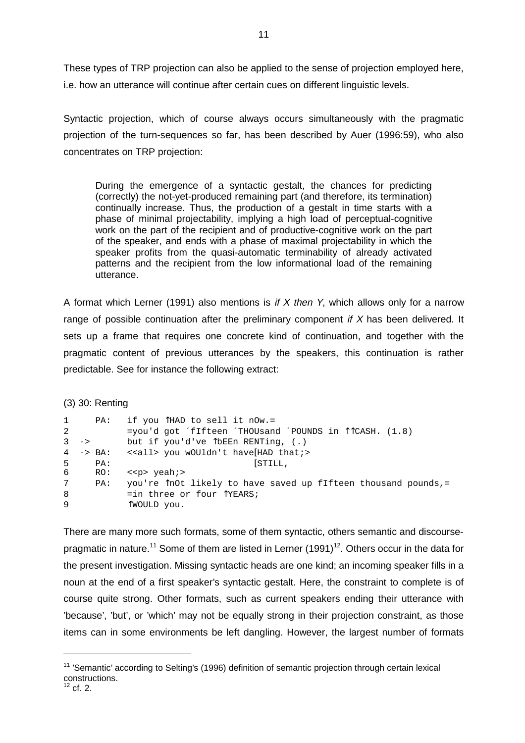These types of TRP projection can also be applied to the sense of projection employed here, i.e. how an utterance will continue after certain cues on different linguistic levels.

Syntactic projection, which of course always occurs simultaneously with the pragmatic projection of the turn-sequences so far, has been described by Auer (1996:59), who also concentrates on TRP projection:

> During the emergence of a syntactic gestalt, the chances for predicting (correctly) the not-yet-produced remaining part (and therefore, its termination) continually increase. Thus, the production of a gestalt in time starts with a phase of minimal projectability, implying a high load of perceptual-cognitive work on the part of the recipient and of productive-cognitive work on the part of the speaker, and ends with a phase of maximal projectability in which the speaker profits from the quasi-automatic terminability of already activated patterns and the recipient from the low informational load of the remaining utterance.

A format which Lerner (1991) also mentions is *if X then Y*, which allows only for a narrow range of possible continuation after the preliminary component *if X* has been delivered. It sets up a frame that requires one concrete kind of continuation, and together with the pragmatic content of previous utterances by the speakers, this continuation is rather predictable. See for instance the following extract:

(3) 30: Renting

```
1      PA:   if you ↑HAD to sell it nOw.=
2            =you'd got ´fIfteen ´THOUsand ´POUNDS in ↑↑CASH. (1.8)
3  ->        but if you'd've ↑bEEn RENTing, (.)
4  -> BA:    <<all> you wOUldn't have[HAD that;>
5      PA:                           [STILL,
6      RO:   <<p> yeah;>
7      PA:   you're ↑nOt likely to have saved up fIfteen thousand pounds,=
8            =in three or four ↑YEARS;
9            ↑WOULD you.
```

There are many more such formats, some of them syntactic, others semantic and discourse-pragmatic in nature.[11] Some of them are listed in Lerner (1991)[12]. Others occur in the data for the present investigation. Missing syntactic heads are one kind; an incoming speaker fills in a noun at the end of a first speaker's syntactic gestalt. Here, the constraint to complete is of course quite strong. Other formats, such as current speakers ending their utterance with 'because', 'but', or 'which' may not be equally strong in their projection constraint, as those items can in some environments be left dangling. However, the largest number of formats

---

[11] 'Semantic' according to Selting's (1996) definition of semantic projection through certain lexical constructions.

[12] cf. 2.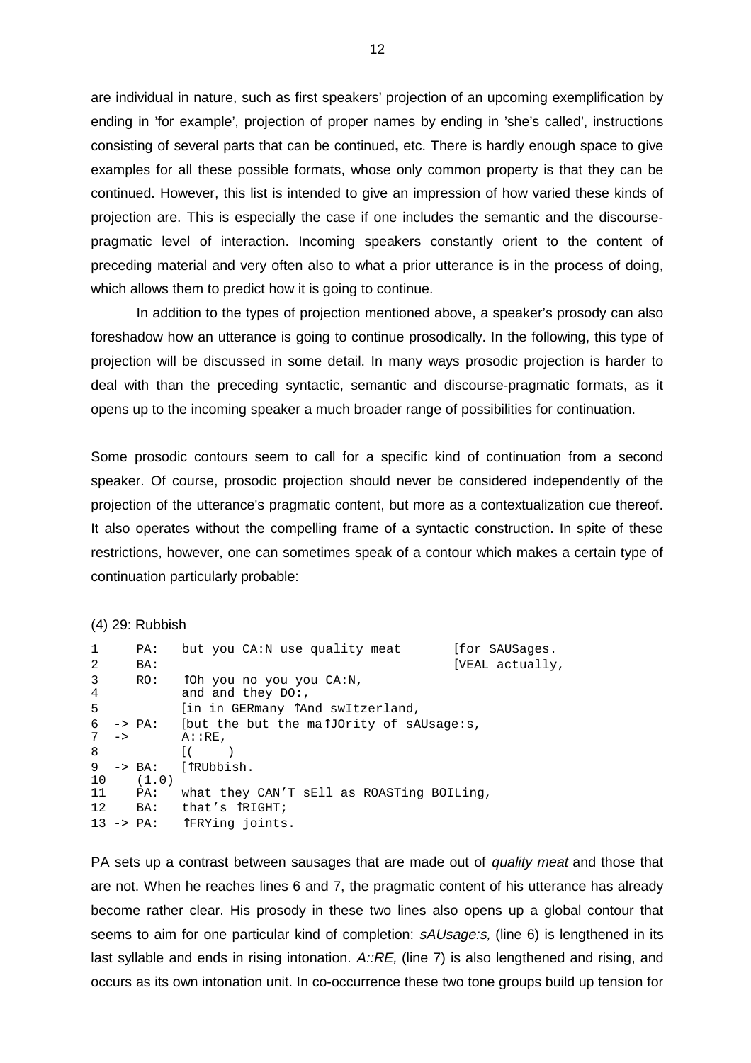are individual in nature, such as first speakers' projection of an upcoming exemplification by ending in 'for example', projection of proper names by ending in 'she's called', instructions consisting of several parts that can be continued**,** etc. There is hardly enough space to give examples for all these possible formats, whose only common property is that they can be continued. However, this list is intended to give an impression of how varied these kinds of projection are. This is especially the case if one includes the semantic and the discourse-pragmatic level of interaction. Incoming speakers constantly orient to the content of preceding material and very often also to what a prior utterance is in the process of doing, which allows them to predict how it is going to continue.

In addition to the types of projection mentioned above, a speaker's prosody can also foreshadow how an utterance is going to continue prosodically. In the following, this type of projection will be discussed in some detail. In many ways prosodic projection is harder to deal with than the preceding syntactic, semantic and discourse-pragmatic formats, as it opens up to the incoming speaker a much broader range of possibilities for continuation.

Some prosodic contours seem to call for a specific kind of continuation from a second speaker. Of course, prosodic projection should never be considered independently of the projection of the utterance's pragmatic content, but more as a contextualization cue thereof. It also operates without the compelling frame of a syntactic construction. In spite of these restrictions, however, one can sometimes speak of a contour which makes a certain type of continuation particularly probable:

(4) 29: Rubbish

```
1      PA:   but you CA:N use quality meat       [for SAUSages.
2      BA:                                       [VEAL actually,
3      RO:   ↑Oh you no you you CA:N,
4            and and they DO:,
5            [in in GERmany ↑And swItzerland,
6  -> PA:    [but the but the ma↑JOrity of sAUsage:s,
7  ->        A::RE,
8            [(     )
9  -> BA:    [↑RUbbish.
10     (1.0)
11     PA:   what they CAN'T sEll as ROASTing BOILing,
12     BA:   that's ↑RIGHT;
13 -> PA:    ↑FRYing joints.
```

PA sets up a contrast between sausages that are made out of *quality meat* and those that are not. When he reaches lines 6 and 7, the pragmatic content of his utterance has already become rather clear. His prosody in these two lines also opens up a global contour that seems to aim for one particular kind of completion: *sAUsage:s,* (line 6) is lengthened in its last syllable and ends in rising intonation. *A::RE,* (line 7) is also lengthened and rising, and occurs as its own intonation unit. In co-occurrence these two tone groups build up tension for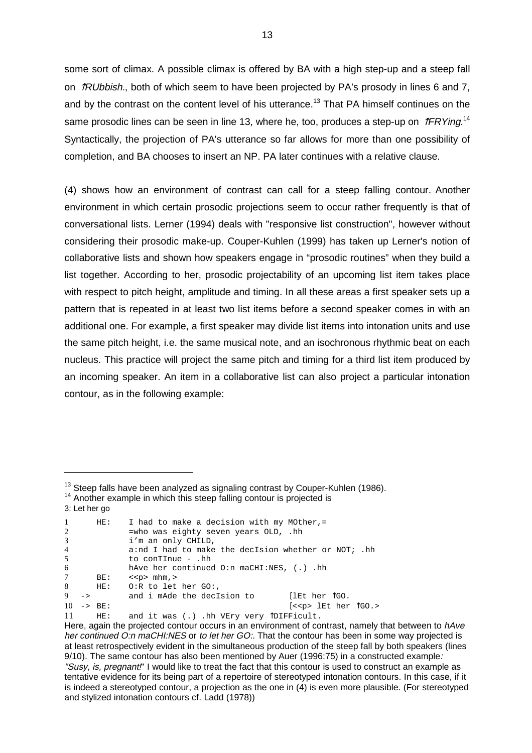some sort of climax. A possible climax is offered by BA with a high step-up and a steep fall on *⇑RUbbish.*, both of which seem to have been projected by PA's prosody in lines 6 and 7, and by the contrast on the content level of his utterance.[13] That PA himself continues on the same prosodic lines can be seen in line 13, where he, too, produces a step-up on *⇑FRYing.*[14] Syntactically, the projection of PA's utterance so far allows for more than one possibility of completion, and BA chooses to insert an NP. PA later continues with a relative clause.

(4) shows how an environment of contrast can call for a steep falling contour. Another environment in which certain prosodic projections seem to occur rather frequently is that of conversational lists. Lerner (1994) deals with "responsive list construction", however without considering their prosodic make-up. Couper-Kuhlen (1999) has taken up Lerner's notion of collaborative lists and shown how speakers engage in "prosodic routines" when they build a list together. According to her, prosodic projectability of an upcoming list item takes place with respect to pitch height, amplitude and timing. In all these areas a first speaker sets up a pattern that is repeated in at least two list items before a second speaker comes in with an additional one. For example, a first speaker may divide list items into intonation units and use the same pitch height, i.e. the same musical note, and an isochronous rhythmic beat on each nucleus. This practice will project the same pitch and timing for a third list item produced by an incoming speaker. An item in a collaborative list can also project a particular intonation contour, as in the following example:

---

[13] Steep falls have been analyzed as signaling contrast by Couper-Kuhlen (1986).

[14] Another example in which this steep falling contour is projected is

3: Let her go

```
1       HE:   I had to make a decision with my MOther,=
2             =who was eighty seven years OLD, .hh
3             i'm an only CHILD,
4             a:nd I had to make the decIsion whether or NOT; .hh
5             to conTInue - .hh
6             hAve her continued O:n maCHI:NES, (.) .hh
7       BE:   <<p> mhm,>
8       HE:   O:R to let her GO:,
9   ->        and i mAde the decIsion to       [lEt her ↑GO.
10  -> BE:                                     [<<p> lEt her ↑GO.>
11      HE:   and it was (.) .hh VEry very ↑DIFFicult.
```

Here, again the projected contour occurs in an environment of contrast, namely that between to *hAve her continued O:n maCHI:NES* or *to let her GO:*. That the contour has been in some way projected is at least retrospectively evident in the simultaneous production of the steep fall by both speakers (lines 9/10). The same contour has also been mentioned by Auer (1996:75) in a constructed example*: "Susy, is, pregnant!*" I would like to treat the fact that this contour is used to construct an example as tentative evidence for its being part of a repertoire of stereotyped intonation contours. In this case, if it is indeed a stereotyped contour, a projection as the one in (4) is even more plausible. (For stereotyped and stylized intonation contours cf. Ladd (1978))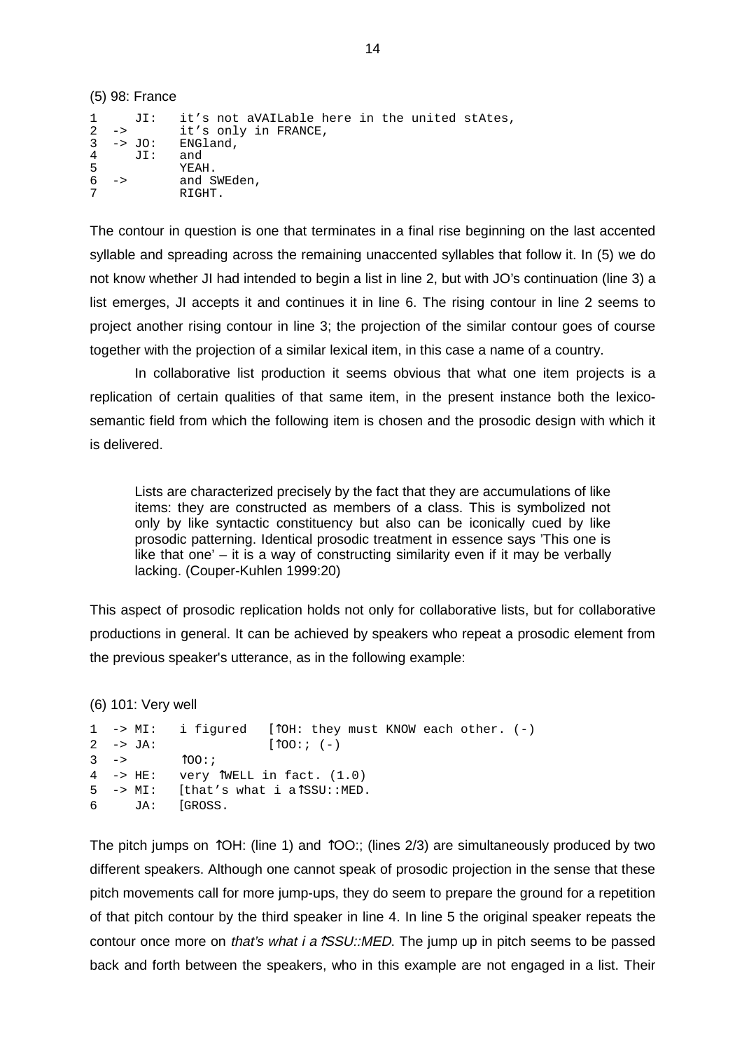(5) 98: France

```
1      JI:   it's not aVAILable here in the united stAtes,
2  ->        it's only in FRANCE,
3  -> JO:    ENGland,
4      JI:   and
5            YEAH.
6  ->        and SWEden,
7            RIGHT.
```

The contour in question is one that terminates in a final rise beginning on the last accented syllable and spreading across the remaining unaccented syllables that follow it. In (5) we do not know whether JI had intended to begin a list in line 2, but with JO's continuation (line 3) a list emerges, JI accepts it and continues it in line 6. The rising contour in line 2 seems to project another rising contour in line 3; the projection of the similar contour goes of course together with the projection of a similar lexical item, in this case a name of a country.

In collaborative list production it seems obvious that what one item projects is a replication of certain qualities of that same item, in the present instance both the lexico-semantic field from which the following item is chosen and the prosodic design with which it is delivered.

> Lists are characterized precisely by the fact that they are accumulations of like items: they are constructed as members of a class. This is symbolized not only by like syntactic constituency but also can be iconically cued by like prosodic patterning. Identical prosodic treatment in essence says 'This one is like that one' – it is a way of constructing similarity even if it may be verbally lacking. (Couper-Kuhlen 1999:20)

This aspect of prosodic replication holds not only for collaborative lists, but for collaborative productions in general. It can be achieved by speakers who repeat a prosodic element from the previous speaker's utterance, as in the following example:

(6) 101: Very well

```
1  -> MI:   i figured   [↑OH: they must KNOW each other. (-)
2  -> JA:               [↑OO:; (-)
3  ->        ↑OO:;
4  -> HE:   very ↑WELL in fact. (1.0)
5  -> MI:   [that's what i a↑SSU::MED.
6     JA:   [GROSS.
```

The pitch jumps on ↑OH: (line 1) and ↑OO:; (lines 2/3) are simultaneously produced by two different speakers. Although one cannot speak of prosodic projection in the sense that these pitch movements call for more jump-ups, they do seem to prepare the ground for a repetition of that pitch contour by the third speaker in line 4. In line 5 the original speaker repeats the contour once more on *that's what i a↑SSU::MED*. The jump up in pitch seems to be passed back and forth between the speakers, who in this example are not engaged in a list. Their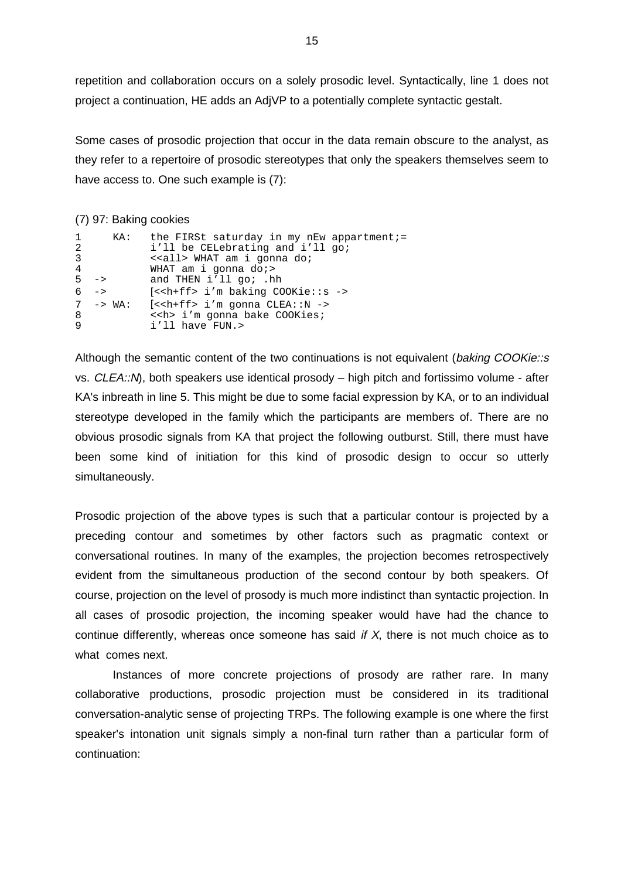repetition and collaboration occurs on a solely prosodic level. Syntactically, line 1 does not project a continuation, HE adds an AdjVP to a potentially complete syntactic gestalt.

Some cases of prosodic projection that occur in the data remain obscure to the analyst, as they refer to a repertoire of prosodic stereotypes that only the speakers themselves seem to have access to. One such example is (7):

(7) 97: Baking cookies

```
1       KA:   the FIRSt saturday in my nEw appartment;=
2             i'll be CELebrating and i'll go;
3             <<all> WHAT am i gonna do;
4             WHAT am i gonna do;>
5  ->         and THEN i'll go; .hh
6  ->         [<<h+ff> i'm baking COOKie::s ->
7  -> WA:     [<<h+ff> i'm gonna CLEA::N ->
8             <<h> i'm gonna bake COOKies;
9             i'll have FUN.>
```

Although the semantic content of the two continuations is not equivalent (*baking COOKie::s* vs. *CLEA::N*), both speakers use identical prosody – high pitch and fortissimo volume - after KA's inbreath in line 5. This might be due to some facial expression by KA, or to an individual stereotype developed in the family which the participants are members of. There are no obvious prosodic signals from KA that project the following outburst. Still, there must have been some kind of initiation for this kind of prosodic design to occur so utterly simultaneously.

Prosodic projection of the above types is such that a particular contour is projected by a preceding contour and sometimes by other factors such as pragmatic context or conversational routines. In many of the examples, the projection becomes retrospectively evident from the simultaneous production of the second contour by both speakers. Of course, projection on the level of prosody is much more indistinct than syntactic projection. In all cases of prosodic projection, the incoming speaker would have had the chance to continue differently, whereas once someone has said *if X*, there is not much choice as to what comes next.

Instances of more concrete projections of prosody are rather rare. In many collaborative productions, prosodic projection must be considered in its traditional conversation-analytic sense of projecting TRPs. The following example is one where the first speaker's intonation unit signals simply a non-final turn rather than a particular form of continuation: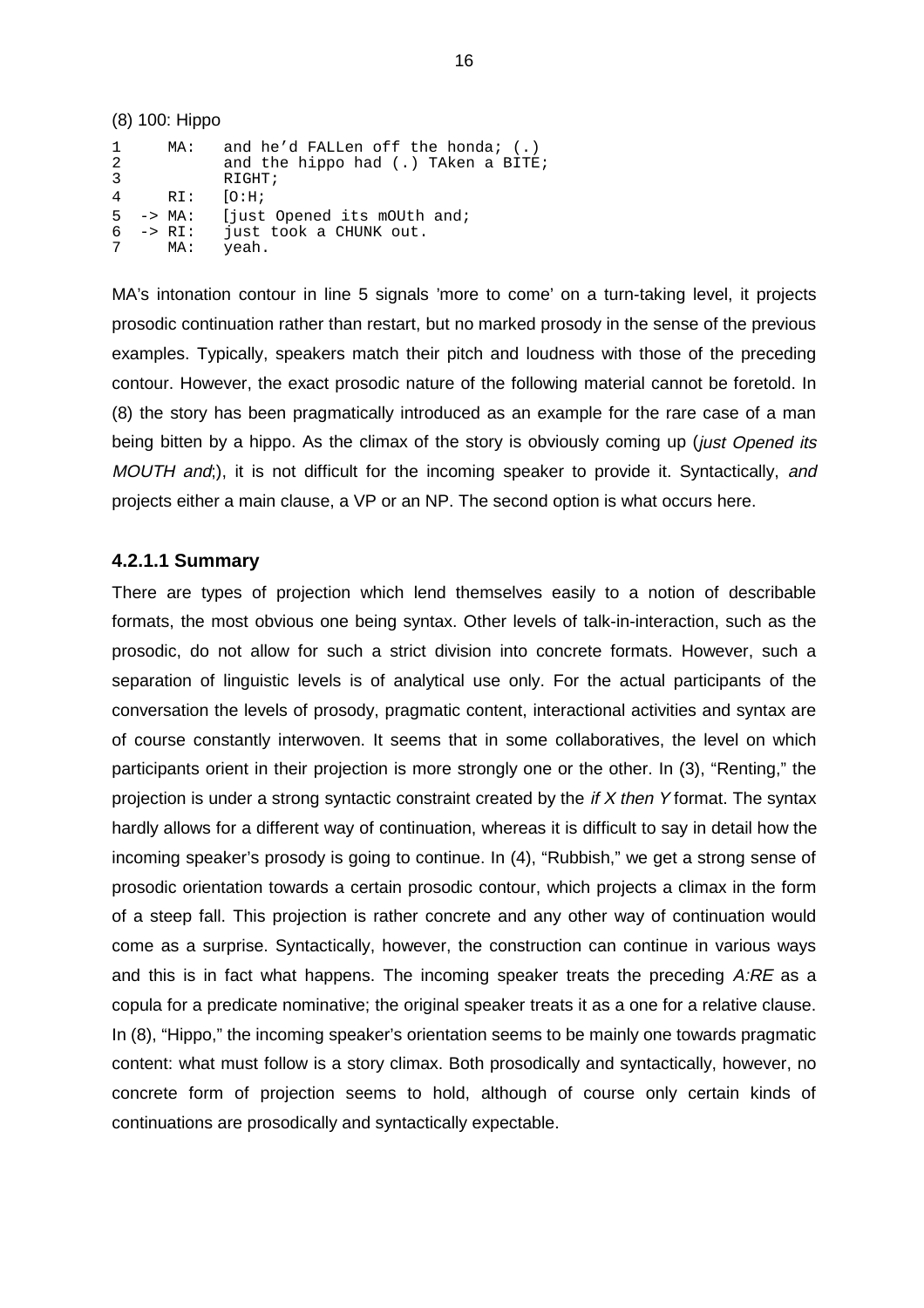(8) 100: Hippo

```
1       MA:   and he'd FALLen off the honda; (.)
2             and the hippo had (.) TAken a BITE;
3             RIGHT;
4       RI:   [O:H;
5  -> MA:     [just Opened its mOUth and;
6  -> RI:     just took a CHUNK out.
7       MA:   yeah.
```

MA's intonation contour in line 5 signals 'more to come' on a turn-taking level, it projects prosodic continuation rather than restart, but no marked prosody in the sense of the previous examples. Typically, speakers match their pitch and loudness with those of the preceding contour. However, the exact prosodic nature of the following material cannot be foretold. In (8) the story has been pragmatically introduced as an example for the rare case of a man being bitten by a hippo. As the climax of the story is obviously coming up (*just Opened its MOUTH and;*), it is not difficult for the incoming speaker to provide it. Syntactically, *and* projects either a main clause, a VP or an NP. The second option is what occurs here.

#### 4.2.1.1 Summary

There are types of projection which lend themselves easily to a notion of describable formats, the most obvious one being syntax. Other levels of talk-in-interaction, such as the prosodic, do not allow for such a strict division into concrete formats. However, such a separation of linguistic levels is of analytical use only. For the actual participants of the conversation the levels of prosody, pragmatic content, interactional activities and syntax are of course constantly interwoven. It seems that in some collaboratives, the level on which participants orient in their projection is more strongly one or the other. In (3), "Renting," the projection is under a strong syntactic constraint created by the *if X then Y* format. The syntax hardly allows for a different way of continuation, whereas it is difficult to say in detail how the incoming speaker's prosody is going to continue. In (4), "Rubbish," we get a strong sense of prosodic orientation towards a certain prosodic contour, which projects a climax in the form of a steep fall. This projection is rather concrete and any other way of continuation would come as a surprise. Syntactically, however, the construction can continue in various ways and this is in fact what happens. The incoming speaker treats the preceding *A:RE* as a copula for a predicate nominative; the original speaker treats it as a one for a relative clause. In (8), "Hippo," the incoming speaker's orientation seems to be mainly one towards pragmatic content: what must follow is a story climax. Both prosodically and syntactically, however, no concrete form of projection seems to hold, although of course only certain kinds of continuations are prosodically and syntactically expectable.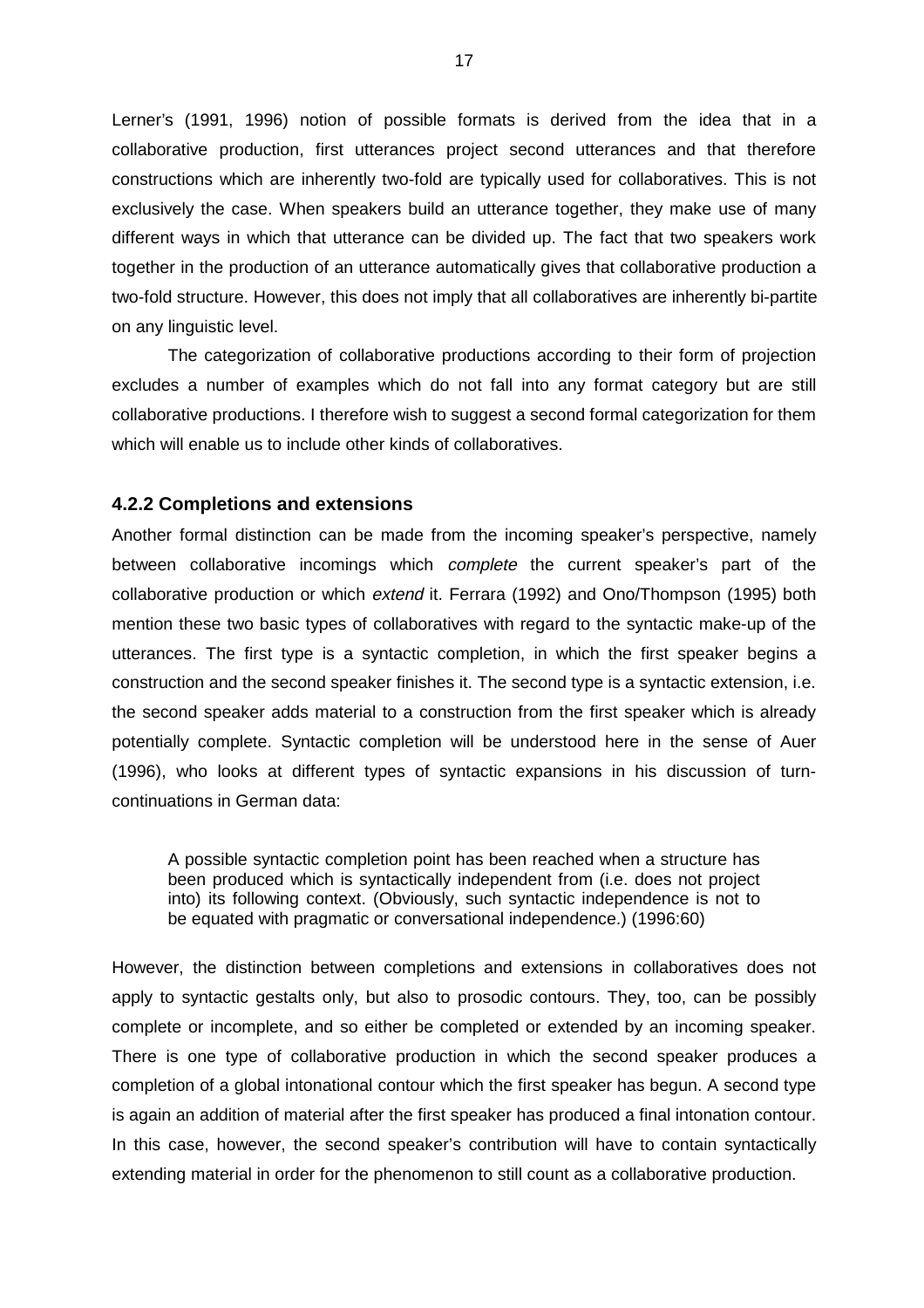Lerner's (1991, 1996) notion of possible formats is derived from the idea that in a collaborative production, first utterances project second utterances and that therefore constructions which are inherently two-fold are typically used for collaboratives. This is not exclusively the case. When speakers build an utterance together, they make use of many different ways in which that utterance can be divided up. The fact that two speakers work together in the production of an utterance automatically gives that collaborative production a two-fold structure. However, this does not imply that all collaboratives are inherently bi-partite on any linguistic level.

The categorization of collaborative productions according to their form of projection excludes a number of examples which do not fall into any format category but are still collaborative productions. I therefore wish to suggest a second formal categorization for them which will enable us to include other kinds of collaboratives.

### 4.2.2 Completions and extensions

Another formal distinction can be made from the incoming speaker's perspective, namely between collaborative incomings which *complete* the current speaker's part of the collaborative production or which *extend* it. Ferrara (1992) and Ono/Thompson (1995) both mention these two basic types of collaboratives with regard to the syntactic make-up of the utterances. The first type is a syntactic completion, in which the first speaker begins a construction and the second speaker finishes it. The second type is a syntactic extension, i.e. the second speaker adds material to a construction from the first speaker which is already potentially complete. Syntactic completion will be understood here in the sense of Auer (1996), who looks at different types of syntactic expansions in his discussion of turn-continuations in German data:

> A possible syntactic completion point has been reached when a structure has been produced which is syntactically independent from (i.e. does not project into) its following context. (Obviously, such syntactic independence is not to be equated with pragmatic or conversational independence.) (1996:60)

However, the distinction between completions and extensions in collaboratives does not apply to syntactic gestalts only, but also to prosodic contours. They, too, can be possibly complete or incomplete, and so either be completed or extended by an incoming speaker. There is one type of collaborative production in which the second speaker produces a completion of a global intonational contour which the first speaker has begun. A second type is again an addition of material after the first speaker has produced a final intonation contour. In this case, however, the second speaker's contribution will have to contain syntactically extending material in order for the phenomenon to still count as a collaborative production.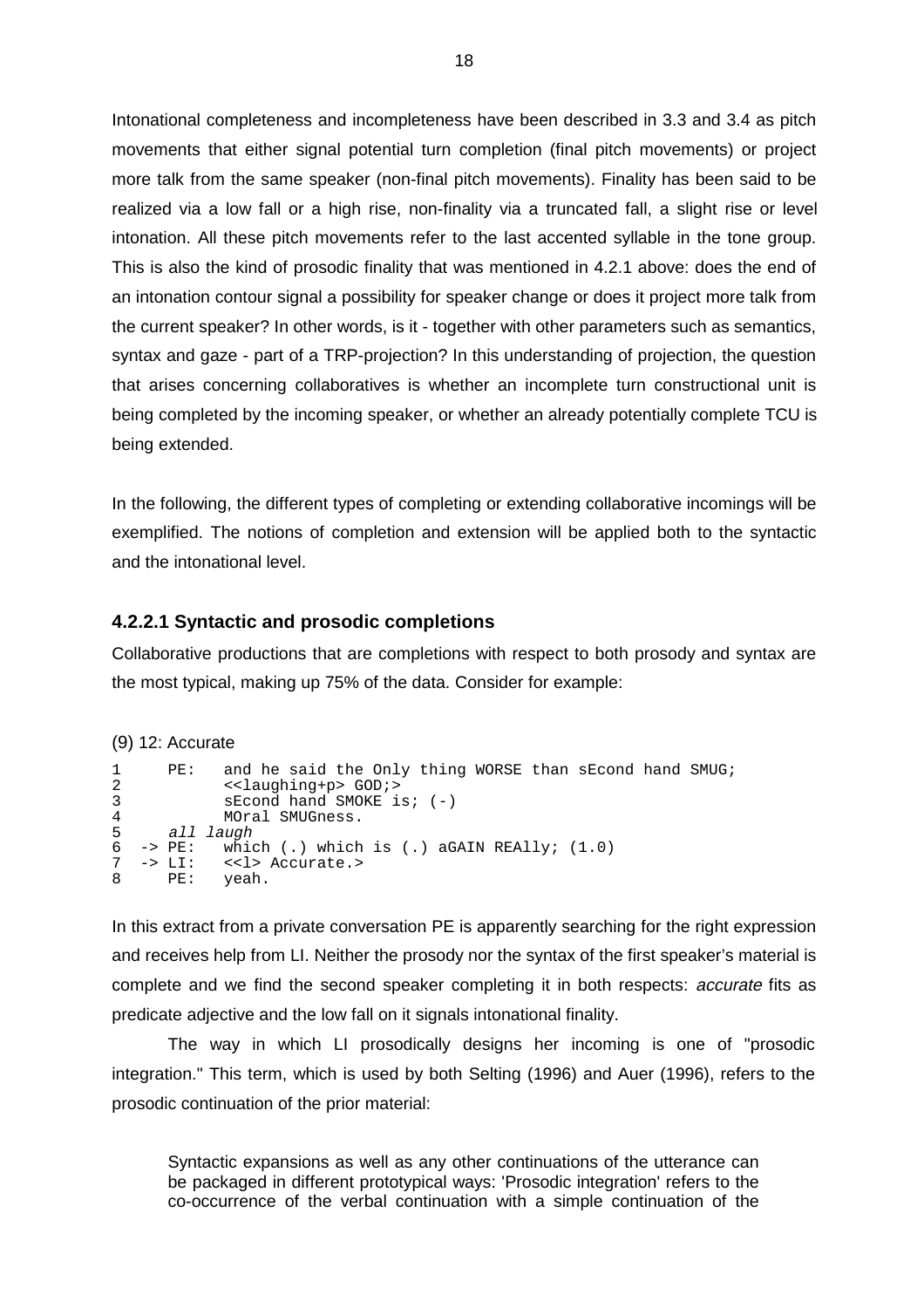Intonational completeness and incompleteness have been described in 3.3 and 3.4 as pitch movements that either signal potential turn completion (final pitch movements) or project more talk from the same speaker (non-final pitch movements). Finality has been said to be realized via a low fall or a high rise, non-finality via a truncated fall, a slight rise or level intonation. All these pitch movements refer to the last accented syllable in the tone group. This is also the kind of prosodic finality that was mentioned in 4.2.1 above: does the end of an intonation contour signal a possibility for speaker change or does it project more talk from the current speaker? In other words, is it - together with other parameters such as semantics, syntax and gaze - part of a TRP-projection? In this understanding of projection, the question that arises concerning collaboratives is whether an incomplete turn constructional unit is being completed by the incoming speaker, or whether an already potentially complete TCU is being extended.

In the following, the different types of completing or extending collaborative incomings will be exemplified. The notions of completion and extension will be applied both to the syntactic and the intonational level.

#### 4.2.2.1 Syntactic and prosodic completions

Collaborative productions that are completions with respect to both prosody and syntax are the most typical, making up 75% of the data. Consider for example:

(9) 12: Accurate

```
1      PE:   and he said the Only thing WORSE than sEcond hand SMUG;
2            <<laughing+p> GOD;>
3            sEcond hand SMOKE is; (-)
4            MOral SMUGness.
5      all laugh
6   -> PE:   which (.) which is (.) aGAIN REAlly; (1.0)
7   -> LI:   <<l> Accurate.>
8      PE:   yeah.
```

In this extract from a private conversation PE is apparently searching for the right expression and receives help from LI. Neither the prosody nor the syntax of the first speaker's material is complete and we find the second speaker completing it in both respects: *accurate* fits as predicate adjective and the low fall on it signals intonational finality.

The way in which LI prosodically designs her incoming is one of "prosodic integration." This term, which is used by both Selting (1996) and Auer (1996), refers to the prosodic continuation of the prior material:

> Syntactic expansions as well as any other continuations of the utterance can be packaged in different prototypical ways: 'Prosodic integration' refers to the co-occurrence of the verbal continuation with a simple continuation of the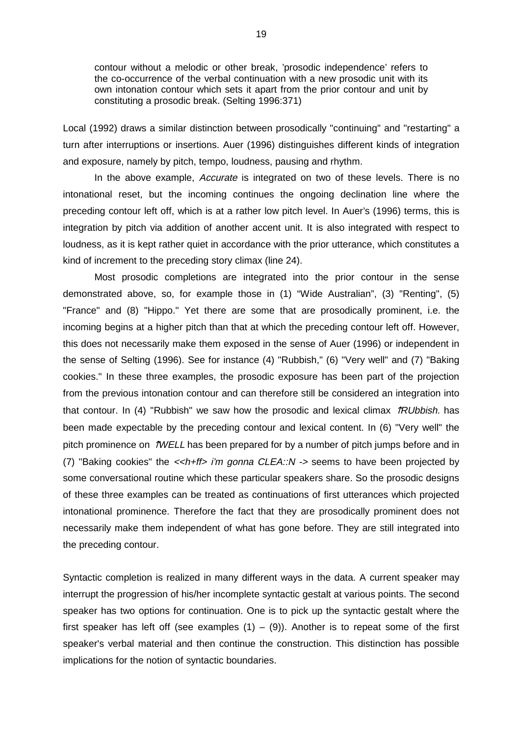> contour without a melodic or other break, 'prosodic independence' refers to the co-occurrence of the verbal continuation with a new prosodic unit with its own intonation contour which sets it apart from the prior contour and unit by constituting a prosodic break. (Selting 1996:371)

Local (1992) draws a similar distinction between prosodically "continuing" and "restarting" a turn after interruptions or insertions. Auer (1996) distinguishes different kinds of integration and exposure, namely by pitch, tempo, loudness, pausing and rhythm.

In the above example, *Accurate* is integrated on two of these levels. There is no intonational reset, but the incoming continues the ongoing declination line where the preceding contour left off, which is at a rather low pitch level. In Auer's (1996) terms, this is integration by pitch via addition of another accent unit. It is also integrated with respect to loudness, as it is kept rather quiet in accordance with the prior utterance, which constitutes a kind of increment to the preceding story climax (line 24).

Most prosodic completions are integrated into the prior contour in the sense demonstrated above, so, for example those in (1) "Wide Australian", (3) "Renting", (5) "France" and (8) "Hippo." Yet there are some that are prosodically prominent, i.e. the incoming begins at a higher pitch than that at which the preceding contour left off. However, this does not necessarily make them exposed in the sense of Auer (1996) or independent in the sense of Selting (1996). See for instance (4) "Rubbish," (6) "Very well" and (7) "Baking cookies." In these three examples, the prosodic exposure has been part of the projection from the previous intonation contour and can therefore still be considered an integration into that contour. In (4) "Rubbish" we saw how the prosodic and lexical climax *↑RUbbish.* has been made expectable by the preceding contour and lexical content. In (6) "Very well" the pitch prominence on *↑WELL* has been prepared for by a number of pitch jumps before and in (7) "Baking cookies" the *<<h+ff> i'm gonna CLEA::N ->* seems to have been projected by some conversational routine which these particular speakers share. So the prosodic designs of these three examples can be treated as continuations of first utterances which projected intonational prominence. Therefore the fact that they are prosodically prominent does not necessarily make them independent of what has gone before. They are still integrated into the preceding contour.

Syntactic completion is realized in many different ways in the data. A current speaker may interrupt the progression of his/her incomplete syntactic gestalt at various points. The second speaker has two options for continuation. One is to pick up the syntactic gestalt where the first speaker has left off (see examples (1) – (9)). Another is to repeat some of the first speaker's verbal material and then continue the construction. This distinction has possible implications for the notion of syntactic boundaries.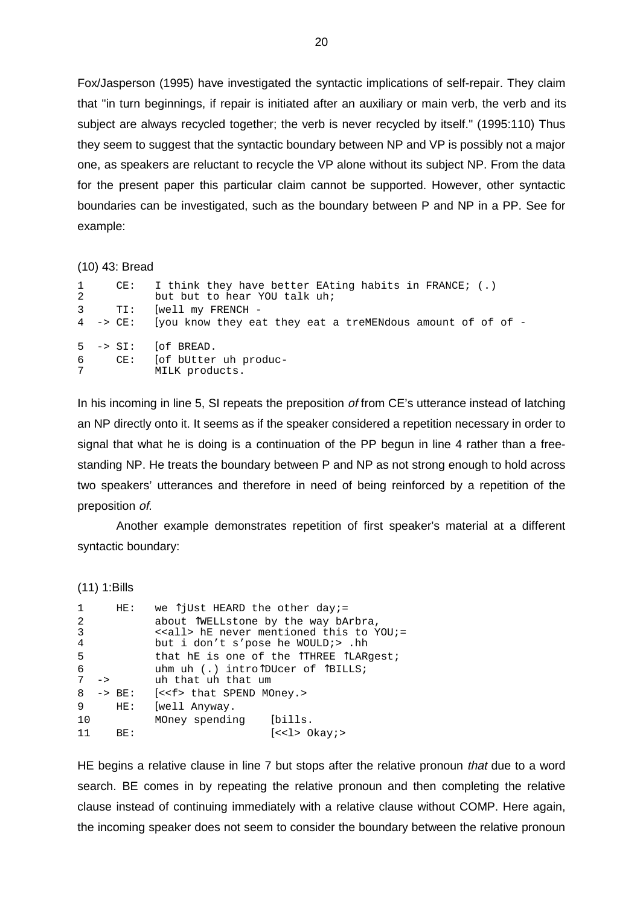Fox/Jasperson (1995) have investigated the syntactic implications of self-repair. They claim that "in turn beginnings, if repair is initiated after an auxiliary or main verb, the verb and its subject are always recycled together; the verb is never recycled by itself." (1995:110) Thus they seem to suggest that the syntactic boundary between NP and VP is possibly not a major one, as speakers are reluctant to recycle the VP alone without its subject NP. From the data for the present paper this particular claim cannot be supported. However, other syntactic boundaries can be investigated, such as the boundary between P and NP in a PP. See for example:

(10) 43: Bread

```
1       CE:   I think they have better EAting habits in FRANCE; (.)
2             but but to hear YOU talk uh;
3       TI:   [well my FRENCH -
4   ->  CE:   [you know they eat they eat a treMENdous amount of of of -

5   ->  SI:   [of BREAD.
6       CE:   [of bUtter uh produc-
7             MILK products.
```

In his incoming in line 5, SI repeats the preposition *of* from CE's utterance instead of latching an NP directly onto it. It seems as if the speaker considered a repetition necessary in order to signal that what he is doing is a continuation of the PP begun in line 4 rather than a free-standing NP. He treats the boundary between P and NP as not strong enough to hold across two speakers' utterances and therefore in need of being reinforced by a repetition of the preposition *of*.

Another example demonstrates repetition of first speaker's material at a different syntactic boundary:

(11) 1:Bills

```
1       HE:   we ↑jUst HEARD the other day;=
2             about ↑WELLstone by the way bArbra,
3             <<all> hE never mentioned this to YOU;=
4             but i don't 'pose he WOULD;> .hh
5             that hE is one of the ↑THREE ↑LARgest;
6             uhm uh (.) intro↑DUcer of ↑BILLS;
7   ->        uh that uh that um
8   ->  BE:   [<<f> that SPEND MOney.>
9       HE:   [well Anyway.
10            MOney spending    [bills.
11      BE:                     [<<l> Okay;>
```

HE begins a relative clause in line 7 but stops after the relative pronoun *that* due to a word search. BE comes in by repeating the relative pronoun and then completing the relative clause instead of continuing immediately with a relative clause without COMP. Here again, the incoming speaker does not seem to consider the boundary between the relative pronoun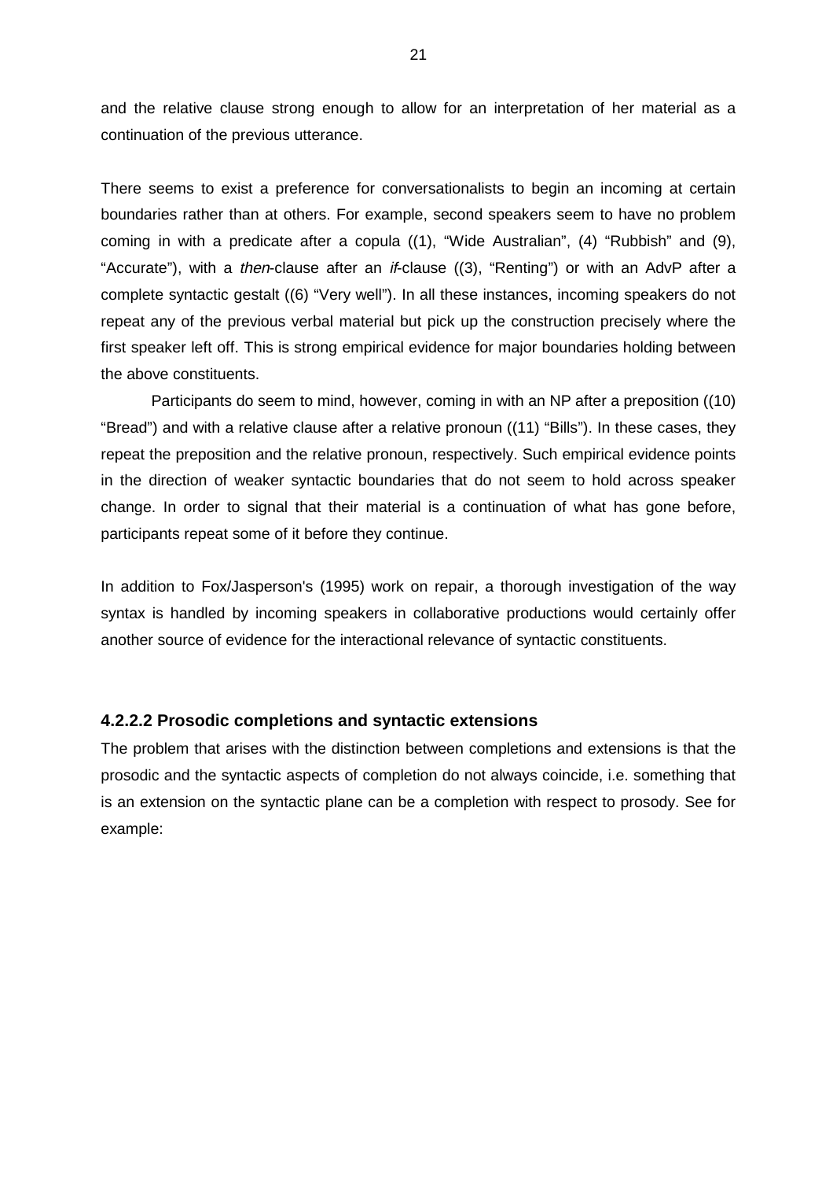and the relative clause strong enough to allow for an interpretation of her material as a continuation of the previous utterance.

There seems to exist a preference for conversationalists to begin an incoming at certain boundaries rather than at others. For example, second speakers seem to have no problem coming in with a predicate after a copula ((1), "Wide Australian", (4) "Rubbish" and (9), "Accurate"), with a *then*-clause after an *if*-clause ((3), "Renting") or with an AdvP after a complete syntactic gestalt ((6) "Very well"). In all these instances, incoming speakers do not repeat any of the previous verbal material but pick up the construction precisely where the first speaker left off. This is strong empirical evidence for major boundaries holding between the above constituents.

Participants do seem to mind, however, coming in with an NP after a preposition ((10) "Bread") and with a relative clause after a relative pronoun ((11) "Bills"). In these cases, they repeat the preposition and the relative pronoun, respectively. Such empirical evidence points in the direction of weaker syntactic boundaries that do not seem to hold across speaker change. In order to signal that their material is a continuation of what has gone before, participants repeat some of it before they continue.

In addition to Fox/Jasperson's (1995) work on repair, a thorough investigation of the way syntax is handled by incoming speakers in collaborative productions would certainly offer another source of evidence for the interactional relevance of syntactic constituents.

#### 4.2.2.2 Prosodic completions and syntactic extensions

The problem that arises with the distinction between completions and extensions is that the prosodic and the syntactic aspects of completion do not always coincide, i.e. something that is an extension on the syntactic plane can be a completion with respect to prosody. See for example: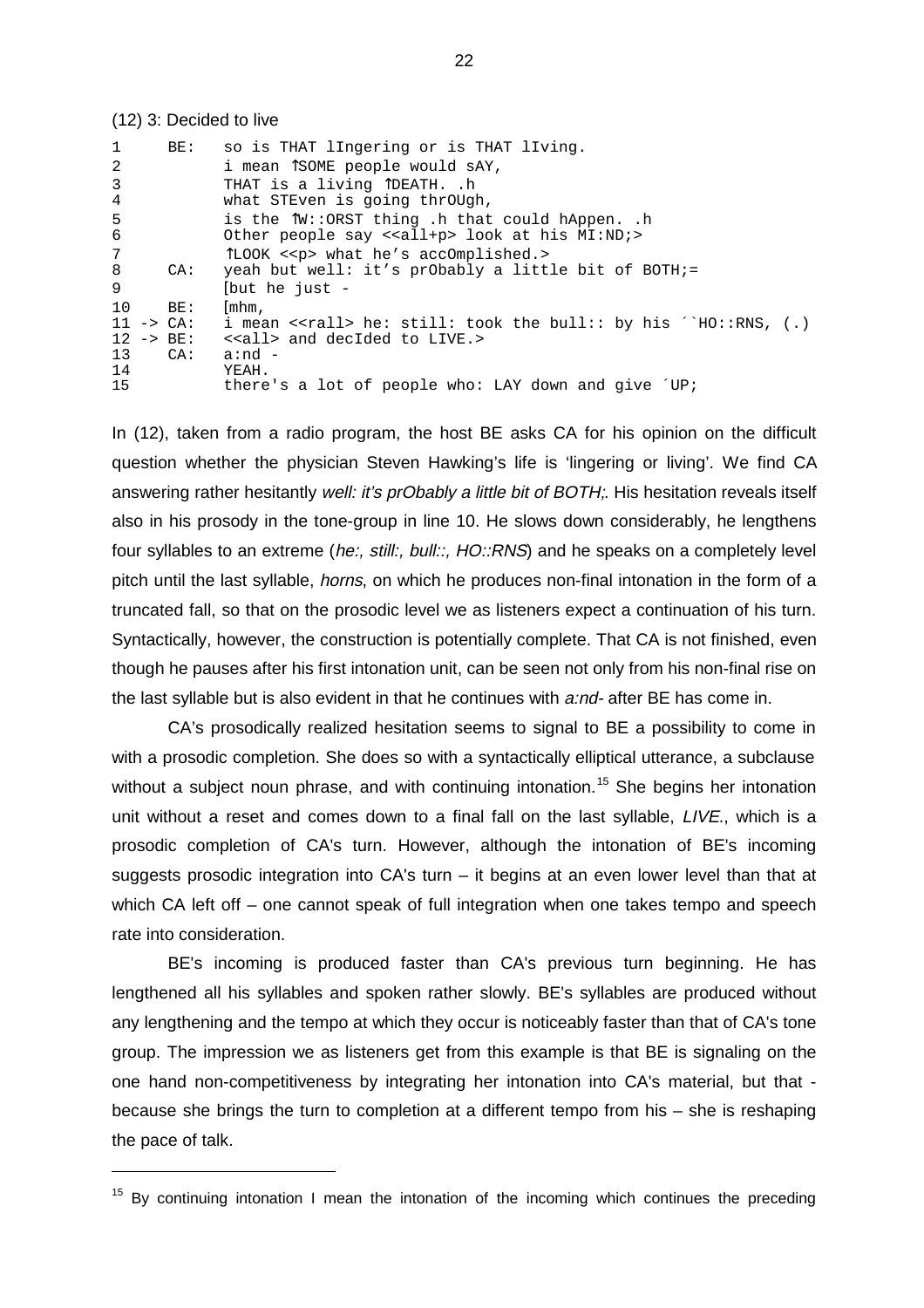(12) 3: Decided to live

```
1       BE:   so is THAT lIngering or is THAT lIving.
2             i mean ↑SOME people would sAY,
3             THAT is a living ↑DEATH. .h
4             what STEven is going thrOUgh,
5             is the ↑W::ORST thing .h that could hAppen. .h
6             Other people say <<all+p> look at his MI:ND;>
7             ↑LOOK <<p> what he's accOmplished.>
8       CA:   yeah but well: it's prObably a little bit of BOTH;=
9             [but he just -
10      BE:   [mhm,
11 -> CA:     i mean <<rall> he: still: took the bull:: by his ´`HO::RNS, (.)
12 -> BE:     <<all> and decIded to LIVE.>
13      CA:   a:nd -
14            YEAH.
15            there's a lot of people who: LAY down and give ´UP;
```

In (12), taken from a radio program, the host BE asks CA for his opinion on the difficult question whether the physician Steven Hawking's life is 'lingering or living'. We find CA answering rather hesitantly *well: it's prObably a little bit of BOTH;*. His hesitation reveals itself also in his prosody in the tone-group in line 10. He slows down considerably, he lengthens four syllables to an extreme (*he:, still:, bull::, HO::RNS*) and he speaks on a completely level pitch until the last syllable, *horns*, on which he produces non-final intonation in the form of a truncated fall, so that on the prosodic level we as listeners expect a continuation of his turn. Syntactically, however, the construction is potentially complete. That CA is not finished, even though he pauses after his first intonation unit, can be seen not only from his non-final rise on the last syllable but is also evident in that he continues with *a:nd-* after BE has come in.

CA's prosodically realized hesitation seems to signal to BE a possibility to come in with a prosodic completion. She does so with a syntactically elliptical utterance, a subclause without a subject noun phrase, and with continuing intonation.[15] She begins her intonation unit without a reset and comes down to a final fall on the last syllable, *LIVE.*, which is a prosodic completion of CA's turn. However, although the intonation of BE's incoming suggests prosodic integration into CA's turn – it begins at an even lower level than that at which CA left off – one cannot speak of full integration when one takes tempo and speech rate into consideration.

BE's incoming is produced faster than CA's previous turn beginning. He has lengthened all his syllables and spoken rather slowly. BE's syllables are produced without any lengthening and the tempo at which they occur is noticeably faster than that of CA's tone group. The impression we as listeners get from this example is that BE is signaling on the one hand non-competitiveness by integrating her intonation into CA's material, but that - because she brings the turn to completion at a different tempo from his – she is reshaping the pace of talk.

[15] By continuing intonation I mean the intonation of the incoming which continues the preceding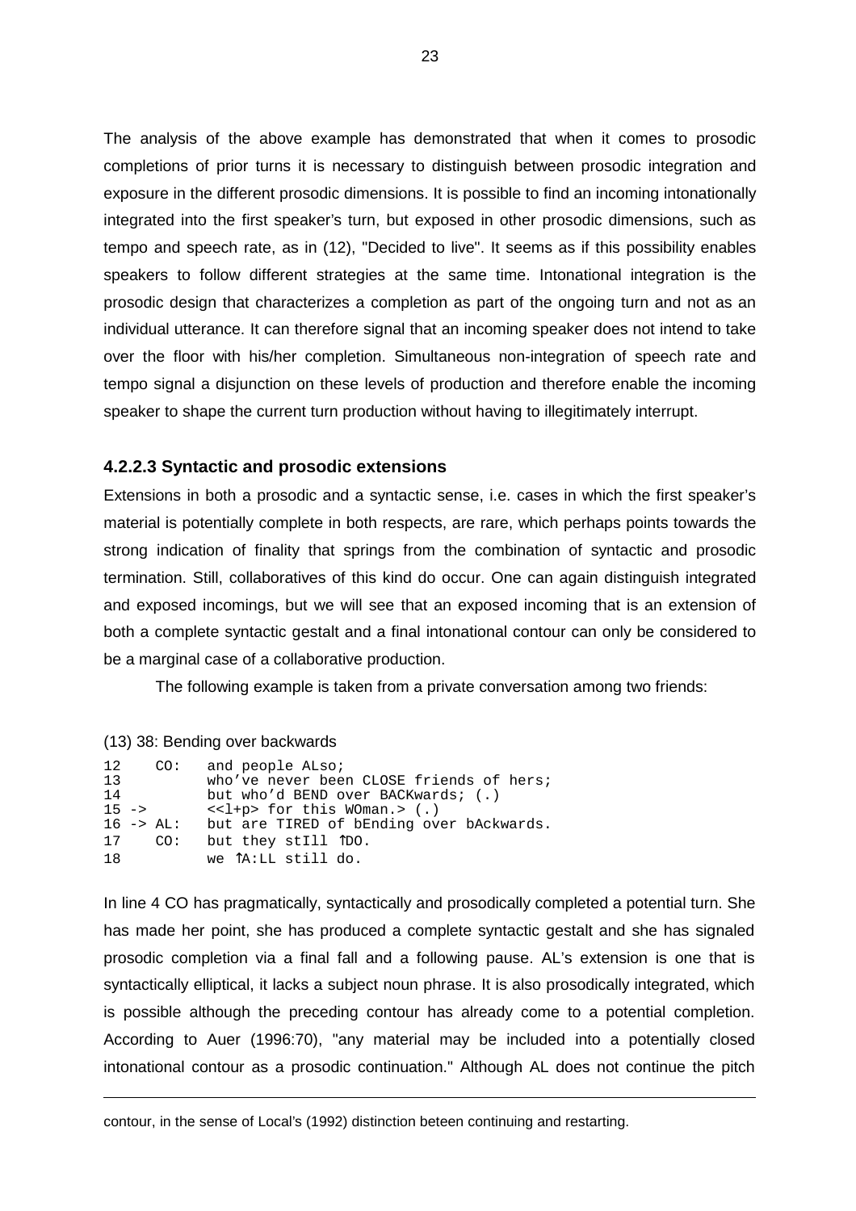The analysis of the above example has demonstrated that when it comes to prosodic completions of prior turns it is necessary to distinguish between prosodic integration and exposure in the different prosodic dimensions. It is possible to find an incoming intonationally integrated into the first speaker's turn, but exposed in other prosodic dimensions, such as tempo and speech rate, as in (12), "Decided to live". It seems as if this possibility enables speakers to follow different strategies at the same time. Intonational integration is the prosodic design that characterizes a completion as part of the ongoing turn and not as an individual utterance. It can therefore signal that an incoming speaker does not intend to take over the floor with his/her completion. Simultaneous non-integration of speech rate and tempo signal a disjunction on these levels of production and therefore enable the incoming speaker to shape the current turn production without having to illegitimately interrupt.

### 4.2.2.3 Syntactic and prosodic extensions

Extensions in both a prosodic and a syntactic sense, i.e. cases in which the first speaker's material is potentially complete in both respects, are rare, which perhaps points towards the strong indication of finality that springs from the combination of syntactic and prosodic termination. Still, collaboratives of this kind do occur. One can again distinguish integrated and exposed incomings, but we will see that an exposed incoming that is an extension of both a complete syntactic gestalt and a final intonational contour can only be considered to be a marginal case of a collaborative production.

The following example is taken from a private conversation among two friends:

(13) 38: Bending over backwards

```
12     CO:  and people ALso;
13          who've never been CLOSE friends of hers;
14          but who'd BEND over BACKwards; (.)
15 ->       <<l+p> for this WOman.> (.)
16 -> AL:   but are TIRED of bEnding over bAckwards.
17     CO:  but they stIll ↑DO.
18          we ↑A:LL still do.
```

In line 4 CO has pragmatically, syntactically and prosodically completed a potential turn. She has made her point, she has produced a complete syntactic gestalt and she has signaled prosodic completion via a final fall and a following pause. AL's extension is one that is syntactically elliptical, it lacks a subject noun phrase. It is also prosodically integrated, which is possible although the preceding contour has already come to a potential completion. According to Auer (1996:70), "any material may be included into a potentially closed intonational contour as a prosodic continuation." Although AL does not continue the pitch

---

contour, in the sense of Local's (1992) distinction beteen continuing and restarting.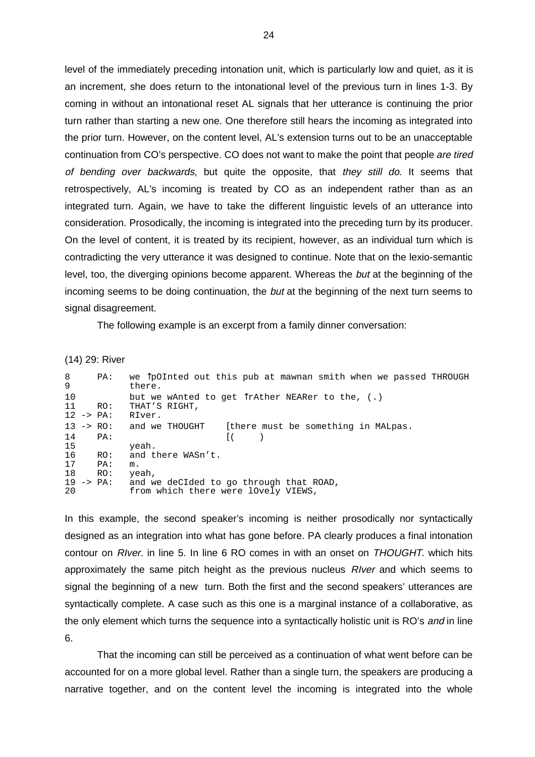level of the immediately preceding intonation unit, which is particularly low and quiet, as it is an increment, she does return to the intonational level of the previous turn in lines 1-3. By coming in without an intonational reset AL signals that her utterance is continuing the prior turn rather than starting a new one. One therefore still hears the incoming as integrated into the prior turn. However, on the content level, AL's extension turns out to be an unacceptable continuation from CO's perspective. CO does not want to make the point that people *are tired of bending over backwards*, but quite the opposite, that *they still do*. It seems that retrospectively, AL's incoming is treated by CO as an independent rather than as an integrated turn. Again, we have to take the different linguistic levels of an utterance into consideration. Prosodically, the incoming is integrated into the preceding turn by its producer. On the level of content, it is treated by its recipient, however, as an individual turn which is contradicting the very utterance it was designed to continue. Note that on the lexio-semantic level, too, the diverging opinions become apparent. Whereas the *but* at the beginning of the incoming seems to be doing continuation, the *but* at the beginning of the next turn seems to signal disagreement.

The following example is an excerpt from a family dinner conversation:

(14) 29: River

```
8       PA:   we ↑pOInted out this pub at mawnan smith when we passed THROUGH
9             there.
10            but we wAnted to get ↑rAther NEARer to the, (.)
11      RO:   THAT'S RIGHT,
12 -> PA:     RIver.
13 -> RO:     and we THOUGHT    [there must be something in MALpas.
14      PA:                     [(     )
15            yeah.
16      RO:   and there WASn't.
17      PA:   m.
18      RO:   yeah,
19 -> PA:     and we deCIded to go through that ROAD,
20            from which there were lOvely VIEWS,
```

In this example, the second speaker's incoming is neither prosodically nor syntactically designed as an integration into what has gone before. PA clearly produces a final intonation contour on *RIver.* in line 5. In line 6 RO comes in with an onset on *THOUGHT.* which hits approximately the same pitch height as the previous nucleus *RIver* and which seems to signal the beginning of a new turn. Both the first and the second speakers' utterances are syntactically complete. A case such as this one is a marginal instance of a collaborative, as the only element which turns the sequence into a syntactically holistic unit is RO's *and* in line 6.

That the incoming can still be perceived as a continuation of what went before can be accounted for on a more global level. Rather than a single turn, the speakers are producing a narrative together, and on the content level the incoming is integrated into the whole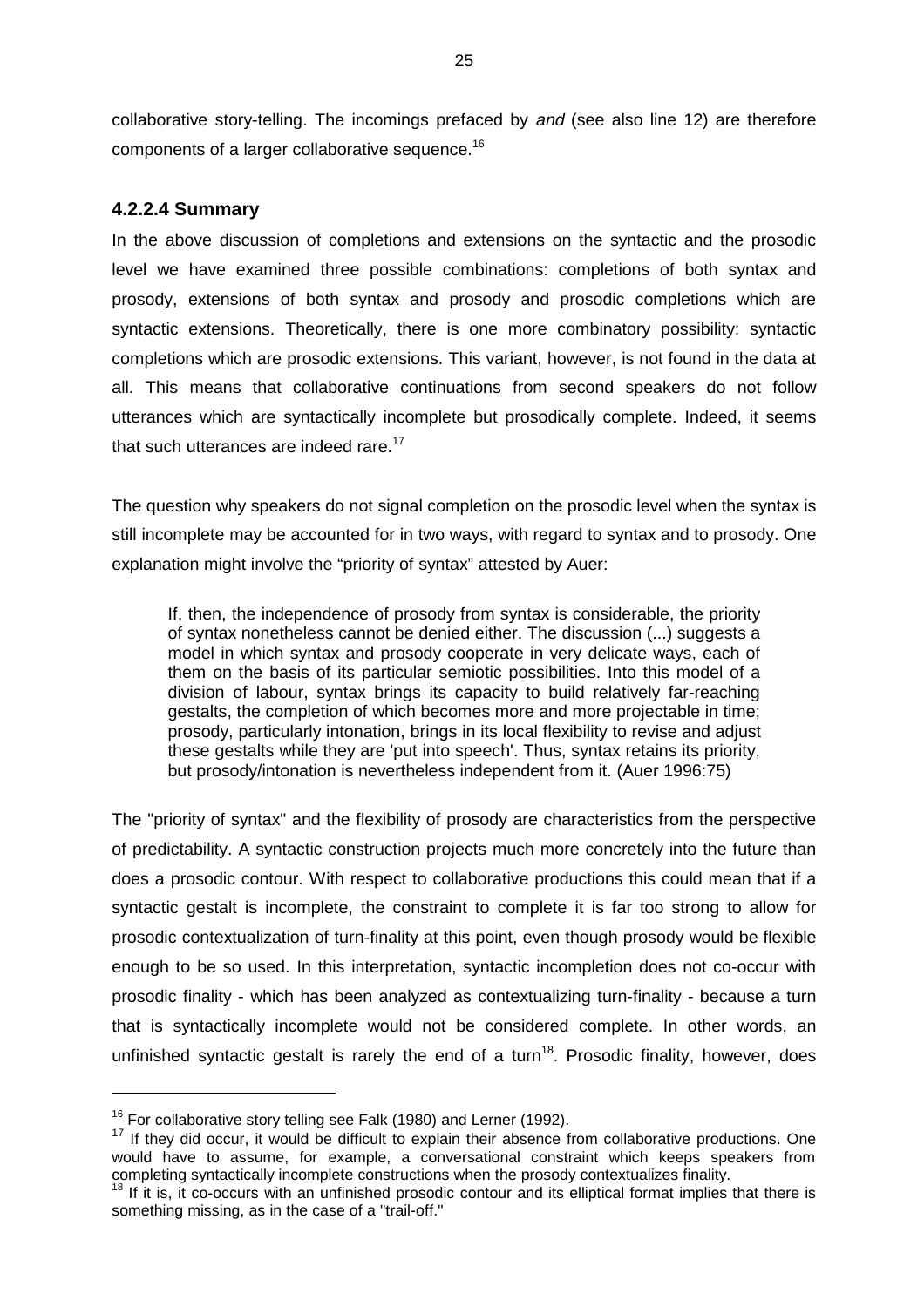collaborative story-telling. The incomings prefaced by *and* (see also line 12) are therefore components of a larger collaborative sequence.[16]

### 4.2.2.4 Summary

In the above discussion of completions and extensions on the syntactic and the prosodic level we have examined three possible combinations: completions of both syntax and prosody, extensions of both syntax and prosody and prosodic completions which are syntactic extensions. Theoretically, there is one more combinatory possibility: syntactic completions which are prosodic extensions. This variant, however, is not found in the data at all. This means that collaborative continuations from second speakers do not follow utterances which are syntactically incomplete but prosodically complete. Indeed, it seems that such utterances are indeed rare.[17]

The question why speakers do not signal completion on the prosodic level when the syntax is still incomplete may be accounted for in two ways, with regard to syntax and to prosody. One explanation might involve the "priority of syntax" attested by Auer:

> If, then, the independence of prosody from syntax is considerable, the priority of syntax nonetheless cannot be denied either. The discussion (...) suggests a model in which syntax and prosody cooperate in very delicate ways, each of them on the basis of its particular semiotic possibilities. Into this model of a division of labour, syntax brings its capacity to build relatively far-reaching gestalts, the completion of which becomes more and more projectable in time; prosody, particularly intonation, brings in its local flexibility to revise and adjust these gestalts while they are 'put into speech'. Thus, syntax retains its priority, but prosody/intonation is nevertheless independent from it. (Auer 1996:75)

The "priority of syntax" and the flexibility of prosody are characteristics from the perspective of predictability. A syntactic construction projects much more concretely into the future than does a prosodic contour. With respect to collaborative productions this could mean that if a syntactic gestalt is incomplete, the constraint to complete it is far too strong to allow for prosodic contextualization of turn-finality at this point, even though prosody would be flexible enough to be so used. In this interpretation, syntactic incompletion does not co-occur with prosodic finality - which has been analyzed as contextualizing turn-finality - because a turn that is syntactically incomplete would not be considered complete. In other words, an unfinished syntactic gestalt is rarely the end of a turn[18]. Prosodic finality, however, does

---

[16] For collaborative story telling see Falk (1980) and Lerner (1992).

[17] If they did occur, it would be difficult to explain their absence from collaborative productions. One would have to assume, for example, a conversational constraint which keeps speakers from completing syntactically incomplete constructions when the prosody contextualizes finality.

[18] If it is, it co-occurs with an unfinished prosodic contour and its elliptical format implies that there is something missing, as in the case of a "trail-off."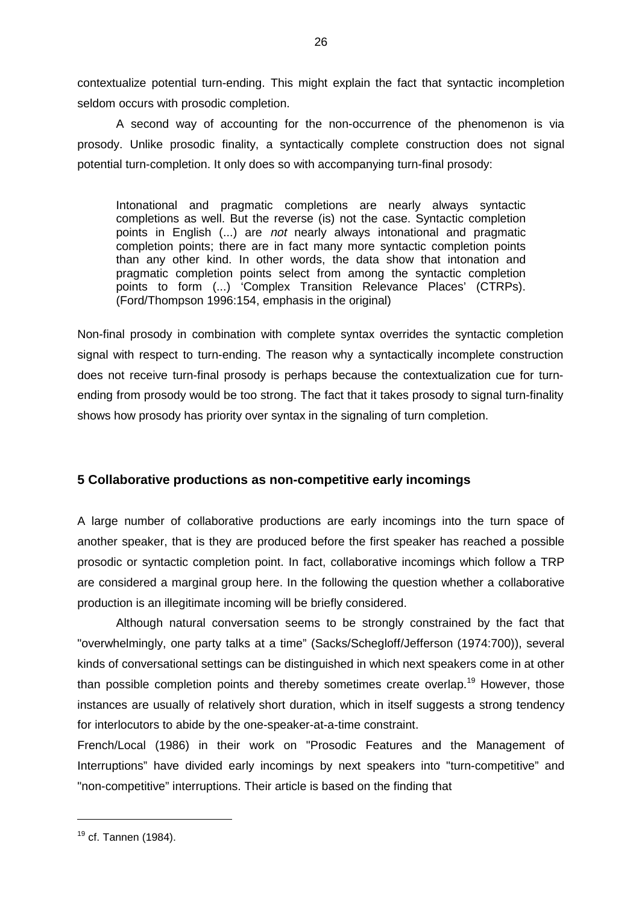contextualize potential turn-ending. This might explain the fact that syntactic incompletion seldom occurs with prosodic completion.

A second way of accounting for the non-occurrence of the phenomenon is via prosody. Unlike prosodic finality, a syntactically complete construction does not signal potential turn-completion. It only does so with accompanying turn-final prosody:

> Intonational and pragmatic completions are nearly always syntactic completions as well. But the reverse (is) not the case. Syntactic completion points in English (...) are *not* nearly always intonational and pragmatic completion points; there are in fact many more syntactic completion points than any other kind. In other words, the data show that intonation and pragmatic completion points select from among the syntactic completion points to form (...) 'Complex Transition Relevance Places' (CTRPs). (Ford/Thompson 1996:154, emphasis in the original)

Non-final prosody in combination with complete syntax overrides the syntactic completion signal with respect to turn-ending. The reason why a syntactically incomplete construction does not receive turn-final prosody is perhaps because the contextualization cue for turn-ending from prosody would be too strong. The fact that it takes prosody to signal turn-finality shows how prosody has priority over syntax in the signaling of turn completion.

## 5 Collaborative productions as non-competitive early incomings

A large number of collaborative productions are early incomings into the turn space of another speaker, that is they are produced before the first speaker has reached a possible prosodic or syntactic completion point. In fact, collaborative incomings which follow a TRP are considered a marginal group here. In the following the question whether a collaborative production is an illegitimate incoming will be briefly considered.

Although natural conversation seems to be strongly constrained by the fact that "overwhelmingly, one party talks at a time" (Sacks/Schegloff/Jefferson (1974:700)), several kinds of conversational settings can be distinguished in which next speakers come in at other than possible completion points and thereby sometimes create overlap.[19] However, those instances are usually of relatively short duration, which in itself suggests a strong tendency for interlocutors to abide by the one-speaker-at-a-time constraint.

French/Local (1986) in their work on "Prosodic Features and the Management of Interruptions" have divided early incomings by next speakers into "turn-competitive" and "non-competitive" interruptions. Their article is based on the finding that

[19] cf. Tannen (1984).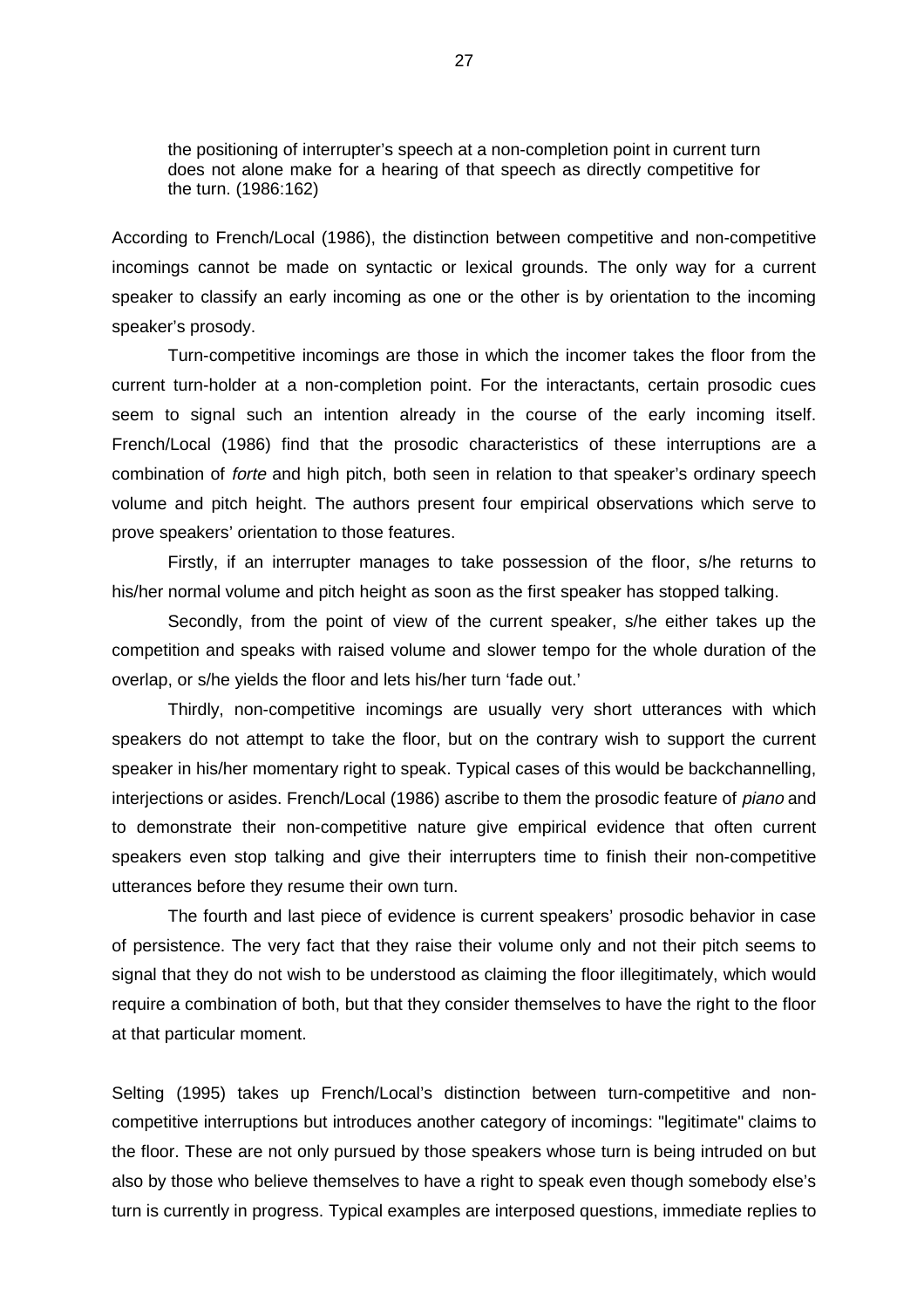> the positioning of interrupter's speech at a non-completion point in current turn does not alone make for a hearing of that speech as directly competitive for the turn. (1986:162)

According to French/Local (1986), the distinction between competitive and non-competitive incomings cannot be made on syntactic or lexical grounds. The only way for a current speaker to classify an early incoming as one or the other is by orientation to the incoming speaker's prosody.

Turn-competitive incomings are those in which the incomer takes the floor from the current turn-holder at a non-completion point. For the interactants, certain prosodic cues seem to signal such an intention already in the course of the early incoming itself. French/Local (1986) find that the prosodic characteristics of these interruptions are a combination of *forte* and high pitch, both seen in relation to that speaker's ordinary speech volume and pitch height. The authors present four empirical observations which serve to prove speakers' orientation to those features.

Firstly, if an interrupter manages to take possession of the floor, s/he returns to his/her normal volume and pitch height as soon as the first speaker has stopped talking.

Secondly, from the point of view of the current speaker, s/he either takes up the competition and speaks with raised volume and slower tempo for the whole duration of the overlap, or s/he yields the floor and lets his/her turn 'fade out.'

Thirdly, non-competitive incomings are usually very short utterances with which speakers do not attempt to take the floor, but on the contrary wish to support the current speaker in his/her momentary right to speak. Typical cases of this would be backchannelling, interjections or asides. French/Local (1986) ascribe to them the prosodic feature of *piano* and to demonstrate their non-competitive nature give empirical evidence that often current speakers even stop talking and give their interrupters time to finish their non-competitive utterances before they resume their own turn.

The fourth and last piece of evidence is current speakers' prosodic behavior in case of persistence. The very fact that they raise their volume only and not their pitch seems to signal that they do not wish to be understood as claiming the floor illegitimately, which would require a combination of both, but that they consider themselves to have the right to the floor at that particular moment.

Selting (1995) takes up French/Local's distinction between turn-competitive and non-competitive interruptions but introduces another category of incomings: "legitimate" claims to the floor. These are not only pursued by those speakers whose turn is being intruded on but also by those who believe themselves to have a right to speak even though somebody else's turn is currently in progress. Typical examples are interposed questions, immediate replies to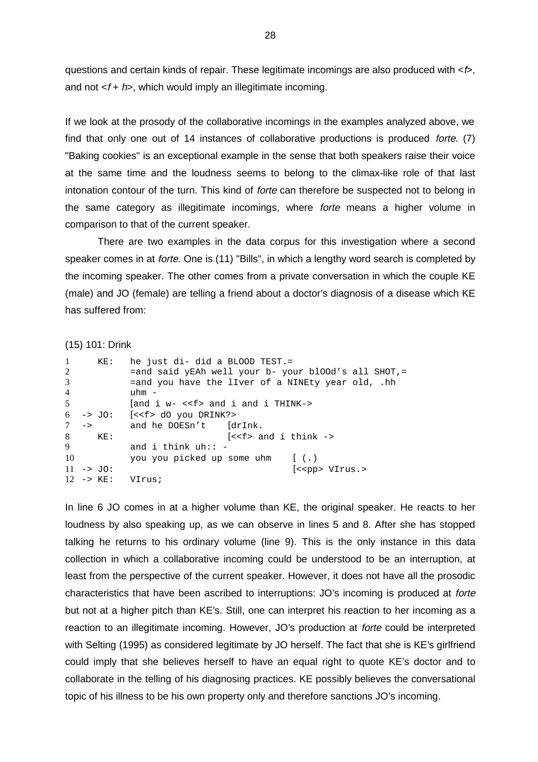questions and certain kinds of repair. These legitimate incomings are also produced with <*f*>, and not <*f* + *h*>, which would imply an illegitimate incoming.

If we look at the prosody of the collaborative incomings in the examples analyzed above, we find that only one out of 14 instances of collaborative productions is produced *forte*. (7) "Baking cookies" is an exceptional example in the sense that both speakers raise their voice at the same time and the loudness seems to belong to the climax-like role of that last intonation contour of the turn. This kind of *forte* can therefore be suspected not to belong in the same category as illegitimate incomings, where *forte* means a higher volume in comparison to that of the current speaker.

There are two examples in the data corpus for this investigation where a second speaker comes in at *forte*. One is (11) "Bills", in which a lengthy word search is completed by the incoming speaker. The other comes from a private conversation in which the couple KE (male) and JO (female) are telling a friend about a doctor's diagnosis of a disease which KE has suffered from:

(15) 101: Drink

```
1      KE:   he just di- did a BLOOD TEST.=
2            =and said yEAh well your b- your blOOd's all SHOT,=
3            =and you have the lIver of a NINEty year old, .hh
4            uhm -
5            [and i w- <<f> and i and i THINK->
6  -> JO:    [<<f> dO you DRINK?>
7  ->        and he DOESn't    [drInk.
8      KE:                     [<<f> and i think ->
9            and i think uh:: -
10           you you picked up some uhm    [ (.)
11 -> JO:                                  [<<pp> VIrus.>
12 -> KE:    VIrus;
```

In line 6 JO comes in at a higher volume than KE, the original speaker. He reacts to her loudness by also speaking up, as we can observe in lines 5 and 8. After she has stopped talking he returns to his ordinary volume (line 9). This is the only instance in this data collection in which a collaborative incoming could be understood to be an interruption, at least from the perspective of the current speaker. However, it does not have all the prosodic characteristics that have been ascribed to interruptions: JO's incoming is produced at *forte* but not at a higher pitch than KE's. Still, one can interpret his reaction to her incoming as a reaction to an illegitimate incoming. However, JO's production at *forte* could be interpreted with Selting (1995) as considered legitimate by JO herself. The fact that she is KE's girlfriend could imply that she believes herself to have an equal right to quote KE's doctor and to collaborate in the telling of his diagnosing practices. KE possibly believes the conversational topic of his illness to be his own property only and therefore sanctions JO's incoming.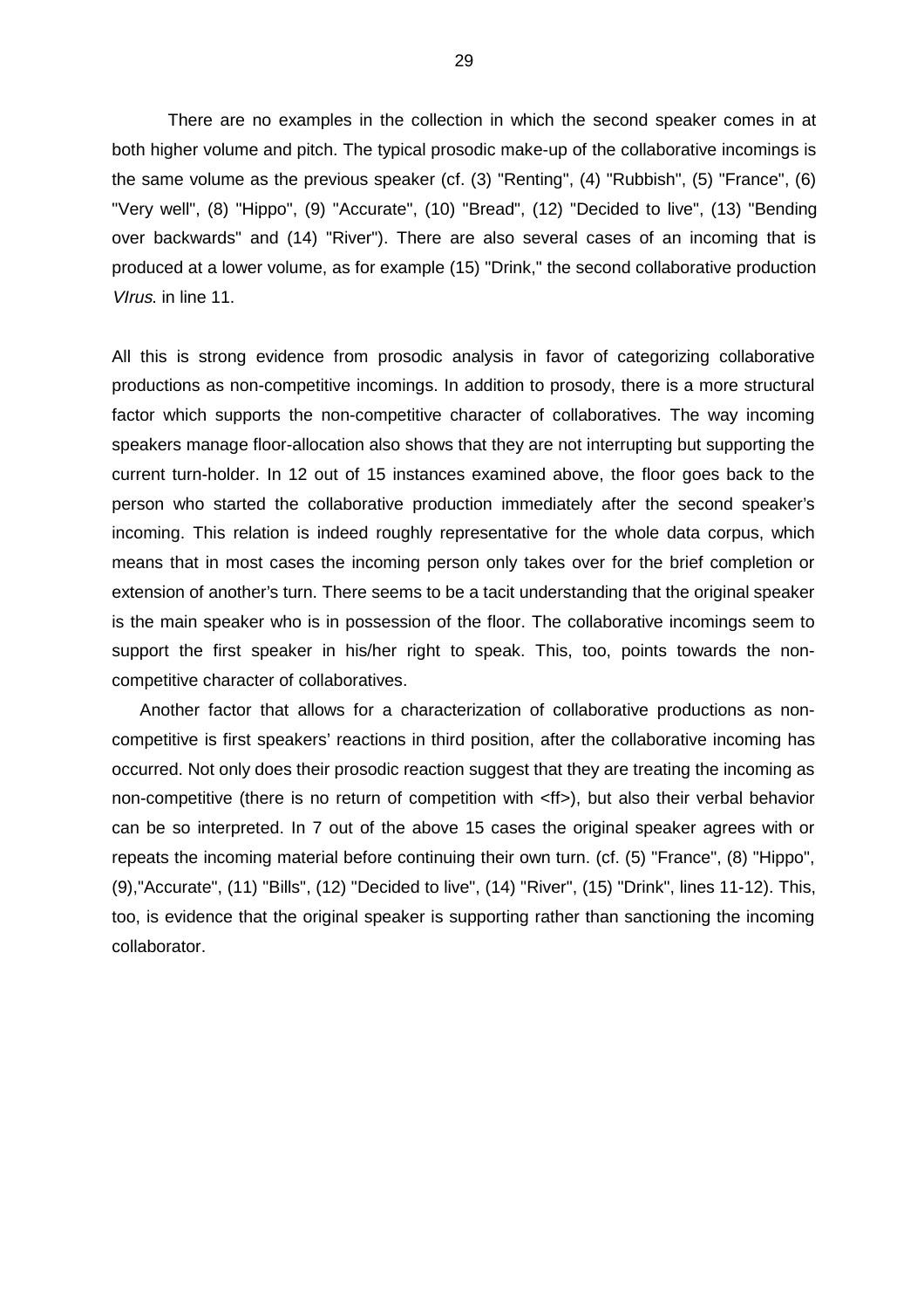There are no examples in the collection in which the second speaker comes in at both higher volume and pitch. The typical prosodic make-up of the collaborative incomings is the same volume as the previous speaker (cf. (3) "Renting", (4) "Rubbish", (5) "France", (6) "Very well", (8) "Hippo", (9) "Accurate", (10) "Bread", (12) "Decided to live", (13) "Bending over backwards" and (14) "River"). There are also several cases of an incoming that is produced at a lower volume, as for example (15) "Drink," the second collaborative production *VIrus.* in line 11.

All this is strong evidence from prosodic analysis in favor of categorizing collaborative productions as non-competitive incomings. In addition to prosody, there is a more structural factor which supports the non-competitive character of collaboratives. The way incoming speakers manage floor-allocation also shows that they are not interrupting but supporting the current turn-holder. In 12 out of 15 instances examined above, the floor goes back to the person who started the collaborative production immediately after the second speaker's incoming. This relation is indeed roughly representative for the whole data corpus, which means that in most cases the incoming person only takes over for the brief completion or extension of another's turn. There seems to be a tacit understanding that the original speaker is the main speaker who is in possession of the floor. The collaborative incomings seem to support the first speaker in his/her right to speak. This, too, points towards the non-competitive character of collaboratives.

Another factor that allows for a characterization of collaborative productions as non-competitive is first speakers' reactions in third position, after the collaborative incoming has occurred. Not only does their prosodic reaction suggest that they are treating the incoming as non-competitive (there is no return of competition with <ff>), but also their verbal behavior can be so interpreted. In 7 out of the above 15 cases the original speaker agrees with or repeats the incoming material before continuing their own turn. (cf. (5) "France", (8) "Hippo", (9),"Accurate", (11) "Bills", (12) "Decided to live", (14) "River", (15) "Drink", lines 11-12). This, too, is evidence that the original speaker is supporting rather than sanctioning the incoming collaborator.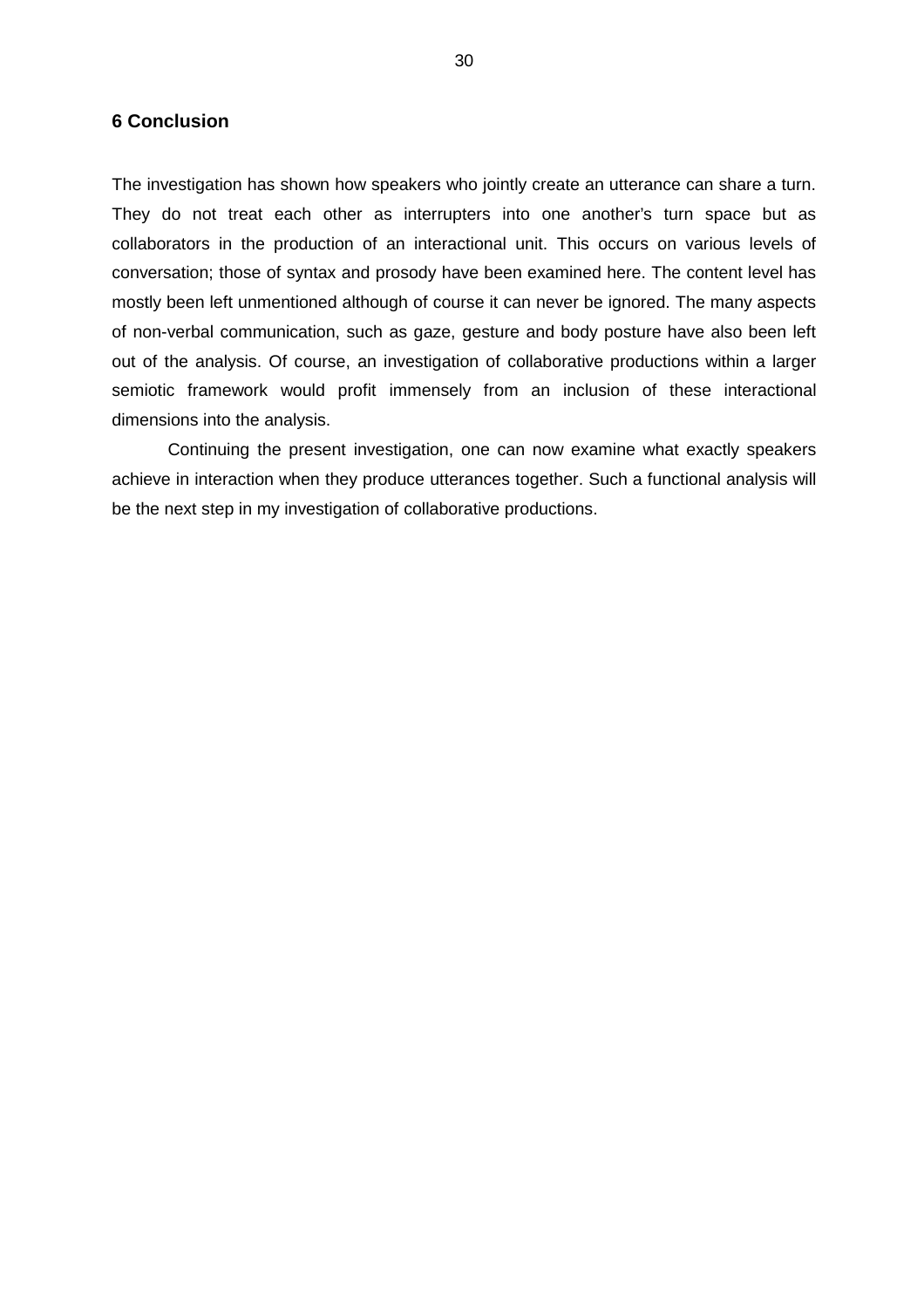## 6 Conclusion

The investigation has shown how speakers who jointly create an utterance can share a turn. They do not treat each other as interrupters into one another's turn space but as collaborators in the production of an interactional unit. This occurs on various levels of conversation; those of syntax and prosody have been examined here. The content level has mostly been left unmentioned although of course it can never be ignored. The many aspects of non-verbal communication, such as gaze, gesture and body posture have also been left out of the analysis. Of course, an investigation of collaborative productions within a larger semiotic framework would profit immensely from an inclusion of these interactional dimensions into the analysis.

Continuing the present investigation, one can now examine what exactly speakers achieve in interaction when they produce utterances together. Such a functional analysis will be the next step in my investigation of collaborative productions.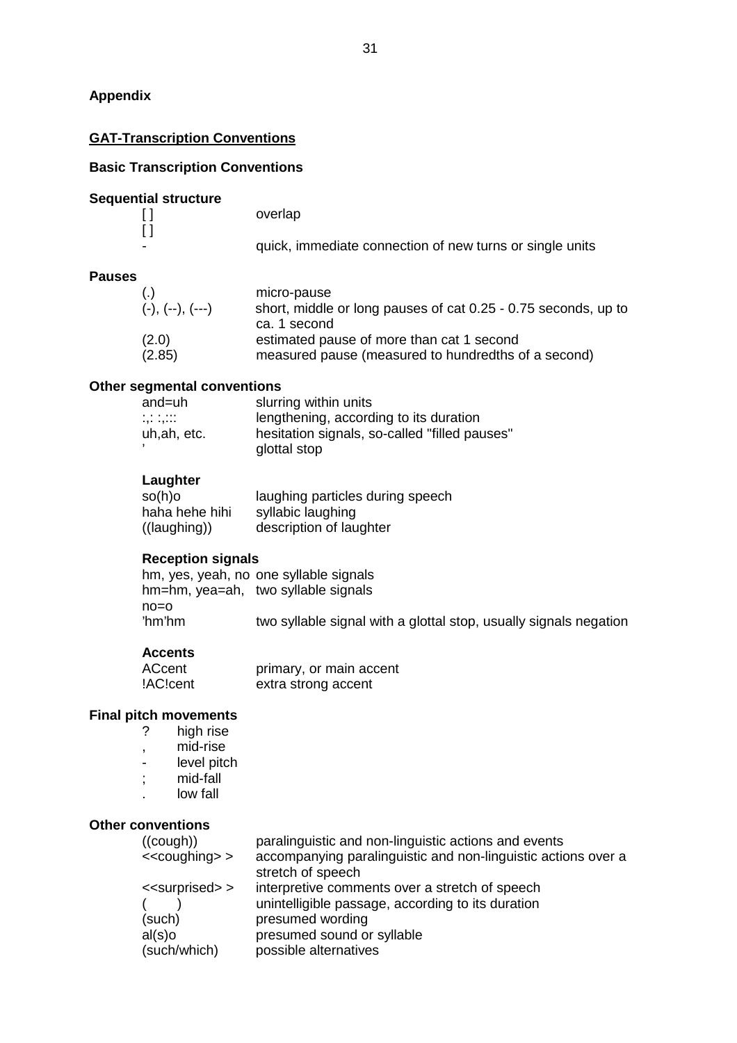## Appendix

### GAT-Transcription Conventions

#### Basic Transcription Conventions

**Sequential structure**

| | |
|---|---|
| [ ]<br>[ ] | overlap |
| - | quick, immediate connection of new turns or single units |

**Pauses**

| | |
|---|---|
| (.) | micro-pause |
| (-), (--), (---) | short, middle or long pauses of cat 0.25 - 0.75 seconds, up to ca. 1 second |
| (2.0) | estimated pause of more than cat 1 second |
| (2.85) | measured pause (measured to hundredths of a second) |

**Other segmental conventions**

| | |
|---|---|
| and=uh | slurring within units |
| :,: :,::: | lengthening, according to its duration |
| uh,ah, etc. | hesitation signals, so-called "filled pauses" |
| ' | glottal stop |

**Laughter**

| | |
|---|---|
| so(h)o | laughing particles during speech |
| haha hehe hihi | syllabic laughing |
| ((laughing)) | description of laughter |

**Reception signals**

| | |
|---|---|
| hm, yes, yeah, no | one syllable signals |
| hm=hm, yea=ah, no=o | two syllable signals |
| 'hm'hm | two syllable signal with a glottal stop, usually signals negation |

**Accents**

| | |
|---|---|
| ACcent | primary, or main accent |
| !AC!cent | extra strong accent |

**Final pitch movements**

| | |
|---|---|
| ? | high rise |
| , | mid-rise |
| - | level pitch |
| ; | mid-fall |
| . | low fall |

**Other conventions**

| | |
|---|---|
| ((cough)) | paralinguistic and non-linguistic actions and events |
| <<coughing> > | accompanying paralinguistic and non-linguistic actions over a stretch of speech |
| <<surprised> > | interpretive comments over a stretch of speech |
| (     ) | unintelligible passage, according to its duration |
| (such) | presumed wording |
| al(s)o | presumed sound or syllable |
| (such/which) | possible alternatives |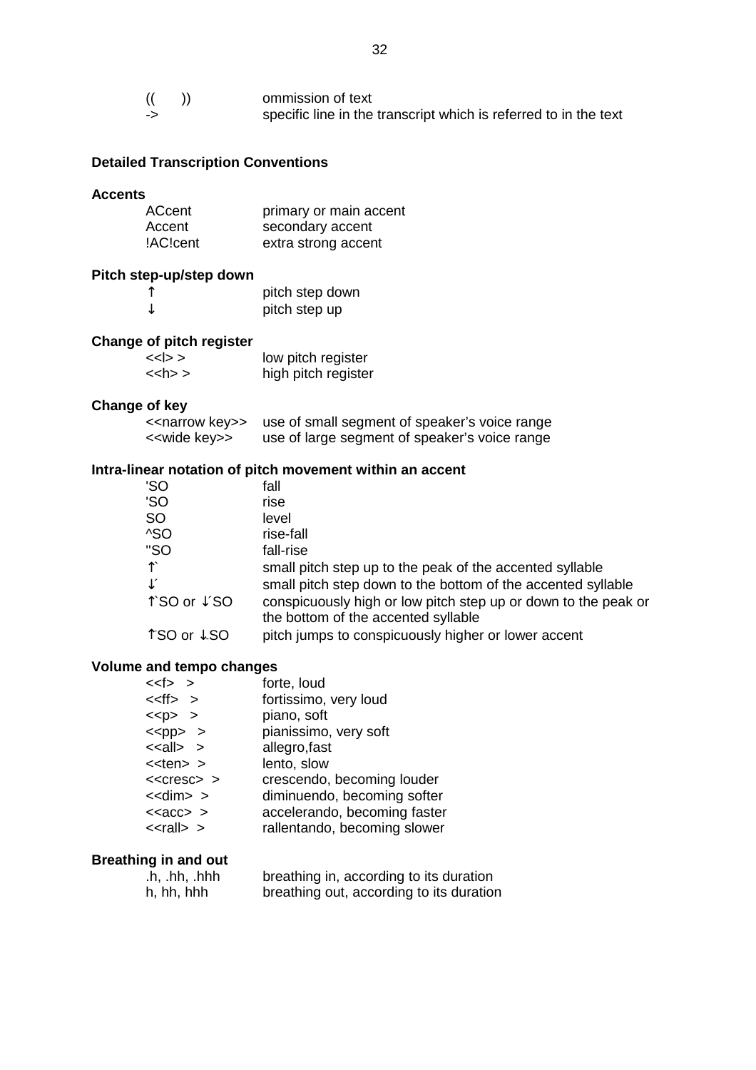| | |
|---|---|
| (( )) | ommission of text |
| -> | specific line in the transcript which is referred to in the text |

## Detailed Transcription Conventions

### Accents

| | |
|---|---|
| ACcent | primary or main accent |
| Accent | secondary accent |
| !AC!cent | extra strong accent |

### Pitch step-up/step down

| | |
|---|---|
| ↑ | pitch step down |
| ↓ | pitch step up |

### Change of pitch register

| | |
|---|---|
| <<l> > | low pitch register |
| <<h> > | high pitch register |

### Change of key

| | |
|---|---|
| <<narrow key>> | use of small segment of speaker's voice range |
| <<wide key>> | use of large segment of speaker's voice range |

### Intra-linear notation of pitch movement within an accent

| | |
|---|---|
| 'SO | fall |
| 'SO | rise |
| SO | level |
| ^SO | rise-fall |
| "SO | fall-rise |
| ↑` | small pitch step up to the peak of the accented syllable |
| ↓´ | small pitch step down to the bottom of the accented syllable |
| ↑`SO or ↓´SO | conspicuously high or low pitch step up or down to the peak or the bottom of the accented syllable |
| ↑SO or ↓SO | pitch jumps to conspicuously higher or lower accent |

### Volume and tempo changes

| | |
|---|---|
| <<f> > | forte, loud |
| <<ff> > | fortissimo, very loud |
| <<p> > | piano, soft |
| <<pp> > | pianissimo, very soft |
| <<all> > | allegro,fast |
| <<ten> > | lento, slow |
| <<cresc> > | crescendo, becoming louder |
| <<dim> > | diminuendo, becoming softer |
| <<acc> > | accelerando, becoming faster |
| <<rall> > | rallentando, becoming slower |

### Breathing in and out

| | |
|---|---|
| .h, .hh, .hhh | breathing in, according to its duration |
| h, hh, hhh | breathing out, according to its duration |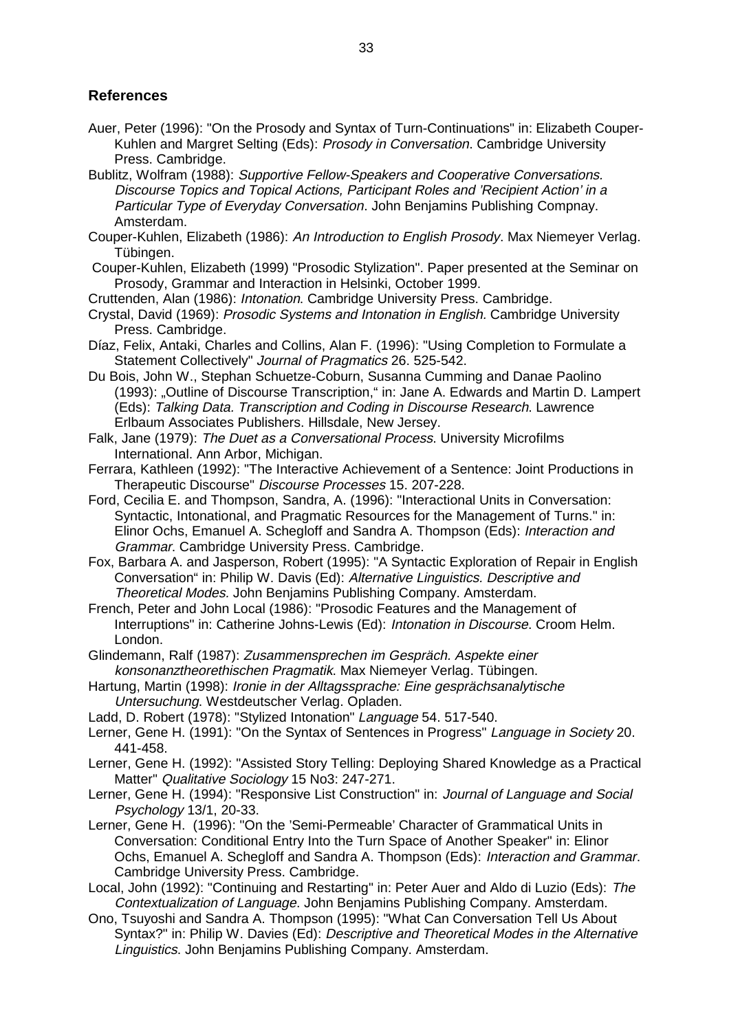## References

Auer, Peter (1996): "On the Prosody and Syntax of Turn-Continuations" in: Elizabeth Couper-Kuhlen and Margret Selting (Eds): *Prosody in Conversation*. Cambridge University Press. Cambridge.

Bublitz, Wolfram (1988): *Supportive Fellow-Speakers and Cooperative Conversations. Discourse Topics and Topical Actions, Participant Roles and 'Recipient Action' in a Particular Type of Everyday Conversation*. John Benjamins Publishing Compnay. Amsterdam.

Couper-Kuhlen, Elizabeth (1986): *An Introduction to English Prosody*. Max Niemeyer Verlag. Tübingen.

Couper-Kuhlen, Elizabeth (1999) "Prosodic Stylization". Paper presented at the Seminar on Prosody, Grammar and Interaction in Helsinki, October 1999.

Cruttenden, Alan (1986): *Intonation*. Cambridge University Press. Cambridge.

Crystal, David (1969): *Prosodic Systems and Intonation in English.* Cambridge University Press. Cambridge.

Díaz, Felix, Antaki, Charles and Collins, Alan F. (1996): "Using Completion to Formulate a Statement Collectively" *Journal of Pragmatics* 26. 525-542.

Du Bois, John W., Stephan Schuetze-Coburn, Susanna Cumming and Danae Paolino (1993): „Outline of Discourse Transcription," in: Jane A. Edwards and Martin D. Lampert (Eds): *Talking Data. Transcription and Coding in Discourse Research*. Lawrence Erlbaum Associates Publishers. Hillsdale, New Jersey.

Falk, Jane (1979): *The Duet as a Conversational Process*. University Microfilms International. Ann Arbor, Michigan.

Ferrara, Kathleen (1992): "The Interactive Achievement of a Sentence: Joint Productions in Therapeutic Discourse" *Discourse Processes* 15. 207-228.

Ford, Cecilia E. and Thompson, Sandra, A. (1996): "Interactional Units in Conversation: Syntactic, Intonational, and Pragmatic Resources for the Management of Turns." in: Elinor Ochs, Emanuel A. Schegloff and Sandra A. Thompson (Eds): *Interaction and Grammar*. Cambridge University Press. Cambridge.

Fox, Barbara A. and Jasperson, Robert (1995): "A Syntactic Exploration of Repair in English Conversation" in: Philip W. Davis (Ed): *Alternative Linguistics. Descriptive and Theoretical Modes.* John Benjamins Publishing Company. Amsterdam.

French, Peter and John Local (1986): "Prosodic Features and the Management of Interruptions" in: Catherine Johns-Lewis (Ed): *Intonation in Discourse*. Croom Helm. London.

Glindemann, Ralf (1987): *Zusammensprechen im Gespräch. Aspekte einer konsonanztheorethischen Pragmatik*. Max Niemeyer Verlag. Tübingen.

Hartung, Martin (1998): *Ironie in der Alltagssprache: Eine gesprächsanalytische Untersuchung*. Westdeutscher Verlag. Opladen.

Ladd, D. Robert (1978): "Stylized Intonation" *Language* 54. 517-540.

Lerner, Gene H. (1991): "On the Syntax of Sentences in Progress" *Language in Society* 20. 441-458.

Lerner, Gene H. (1992): "Assisted Story Telling: Deploying Shared Knowledge as a Practical Matter" *Qualitative Sociology* 15 No3: 247-271.

Lerner, Gene H. (1994): "Responsive List Construction" in: *Journal of Language and Social Psychology* 13/1, 20-33.

Lerner, Gene H. (1996): "On the 'Semi-Permeable' Character of Grammatical Units in Conversation: Conditional Entry Into the Turn Space of Another Speaker" in: Elinor Ochs, Emanuel A. Schegloff and Sandra A. Thompson (Eds): *Interaction and Grammar*. Cambridge University Press. Cambridge.

Local, John (1992): "Continuing and Restarting" in: Peter Auer and Aldo di Luzio (Eds): *The Contextualization of Language*. John Benjamins Publishing Company. Amsterdam.

Ono, Tsuyoshi and Sandra A. Thompson (1995): "What Can Conversation Tell Us About Syntax?" in: Philip W. Davies (Ed): *Descriptive and Theoretical Modes in the Alternative Linguistics*. John Benjamins Publishing Company. Amsterdam.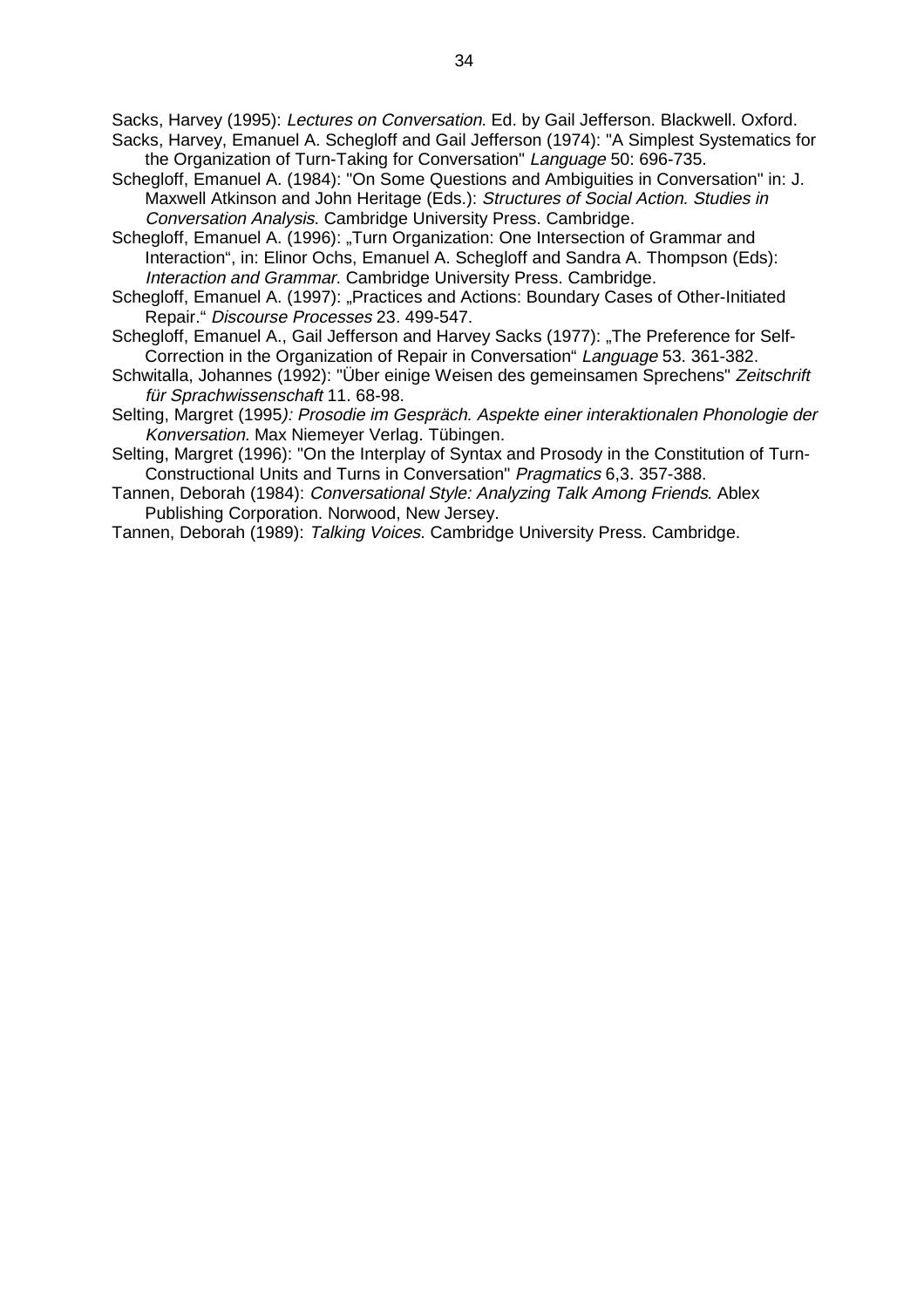Sacks, Harvey (1995): *Lectures on Conversation*. Ed. by Gail Jefferson. Blackwell. Oxford.

Sacks, Harvey, Emanuel A. Schegloff and Gail Jefferson (1974): "A Simplest Systematics for the Organization of Turn-Taking for Conversation" *Language* 50: 696-735.

Schegloff, Emanuel A. (1984): "On Some Questions and Ambiguities in Conversation" in: J. Maxwell Atkinson and John Heritage (Eds.): *Structures of Social Action. Studies in Conversation Analysis*. Cambridge University Press. Cambridge.

Schegloff, Emanuel A. (1996): „Turn Organization: One Intersection of Grammar and Interaction", in: Elinor Ochs, Emanuel A. Schegloff and Sandra A. Thompson (Eds): *Interaction and Grammar*. Cambridge University Press. Cambridge.

Schegloff, Emanuel A. (1997): „Practices and Actions: Boundary Cases of Other-Initiated Repair." *Discourse Processes* 23. 499-547.

Schegloff, Emanuel A., Gail Jefferson and Harvey Sacks (1977): „The Preference for Self-Correction in the Organization of Repair in Conversation" *Language* 53. 361-382.

Schwitalla, Johannes (1992): "Über einige Weisen des gemeinsamen Sprechens" *Zeitschrift für Sprachwissenschaft* 11. 68-98.

Selting, Margret (1995): *Prosodie im Gespräch. Aspekte einer interaktionalen Phonologie der Konversation*. Max Niemeyer Verlag. Tübingen.

Selting, Margret (1996): "On the Interplay of Syntax and Prosody in the Constitution of Turn-Constructional Units and Turns in Conversation" *Pragmatics* 6,3. 357-388.

Tannen, Deborah (1984): *Conversational Style: Analyzing Talk Among Friends*. Ablex Publishing Corporation. Norwood, New Jersey.

Tannen, Deborah (1989): *Talking Voices*. Cambridge University Press. Cambridge.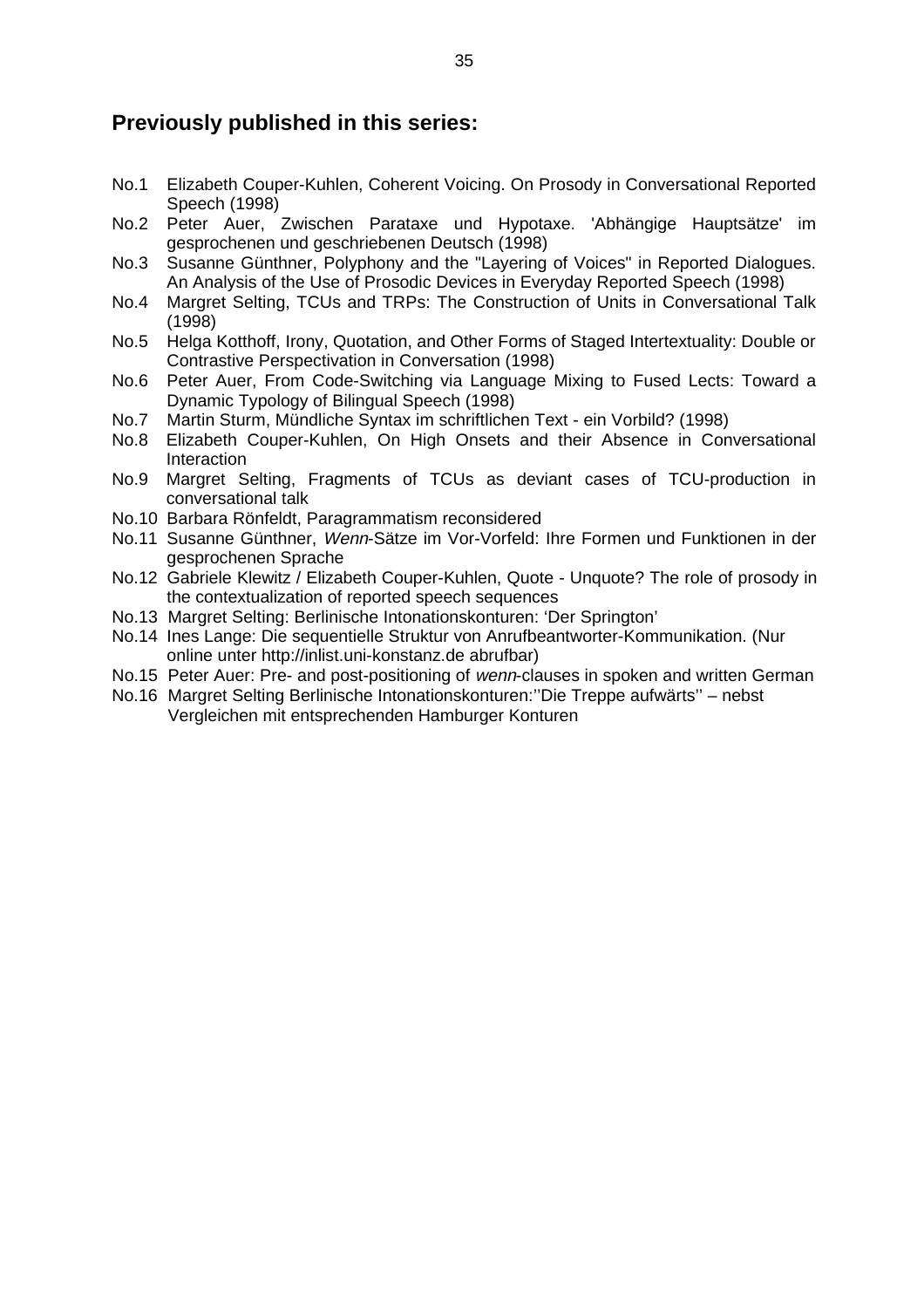## Previously published in this series:

No.1 Elizabeth Couper-Kuhlen, Coherent Voicing. On Prosody in Conversational Reported Speech (1998)

No.2 Peter Auer, Zwischen Parataxe und Hypotaxe. 'Abhängige Hauptsätze' im gesprochenen und geschriebenen Deutsch (1998)

No.3 Susanne Günthner, Polyphony and the "Layering of Voices" in Reported Dialogues. An Analysis of the Use of Prosodic Devices in Everyday Reported Speech (1998)

No.4 Margret Selting, TCUs and TRPs: The Construction of Units in Conversational Talk (1998)

No.5 Helga Kotthoff, Irony, Quotation, and Other Forms of Staged Intertextuality: Double or Contrastive Perspectivation in Conversation (1998)

No.6 Peter Auer, From Code-Switching via Language Mixing to Fused Lects: Toward a Dynamic Typology of Bilingual Speech (1998)

No.7 Martin Sturm, Mündliche Syntax im schriftlichen Text - ein Vorbild? (1998)

No.8 Elizabeth Couper-Kuhlen, On High Onsets and their Absence in Conversational Interaction

No.9 Margret Selting, Fragments of TCUs as deviant cases of TCU-production in conversational talk

No.10 Barbara Rönfeldt, Paragrammatism reconsidered

No.11 Susanne Günthner, *Wenn*-Sätze im Vor-Vorfeld: Ihre Formen und Funktionen in der gesprochenen Sprache

No.12 Gabriele Klewitz / Elizabeth Couper-Kuhlen, Quote - Unquote? The role of prosody in the contextualization of reported speech sequences

No.13 Margret Selting: Berlinische Intonationskonturen: 'Der Springton'

No.14 Ines Lange: Die sequentielle Struktur von Anrufbeantworter-Kommunikation. (Nur online unter http://inlist.uni-konstanz.de abrufbar)

No.15 Peter Auer: Pre- and post-positioning of *wenn*-clauses in spoken and written German

No.16 Margret Selting Berlinische Intonationskonturen:''Die Treppe aufwärts'' – nebst Vergleichen mit entsprechenden Hamburger Konturen